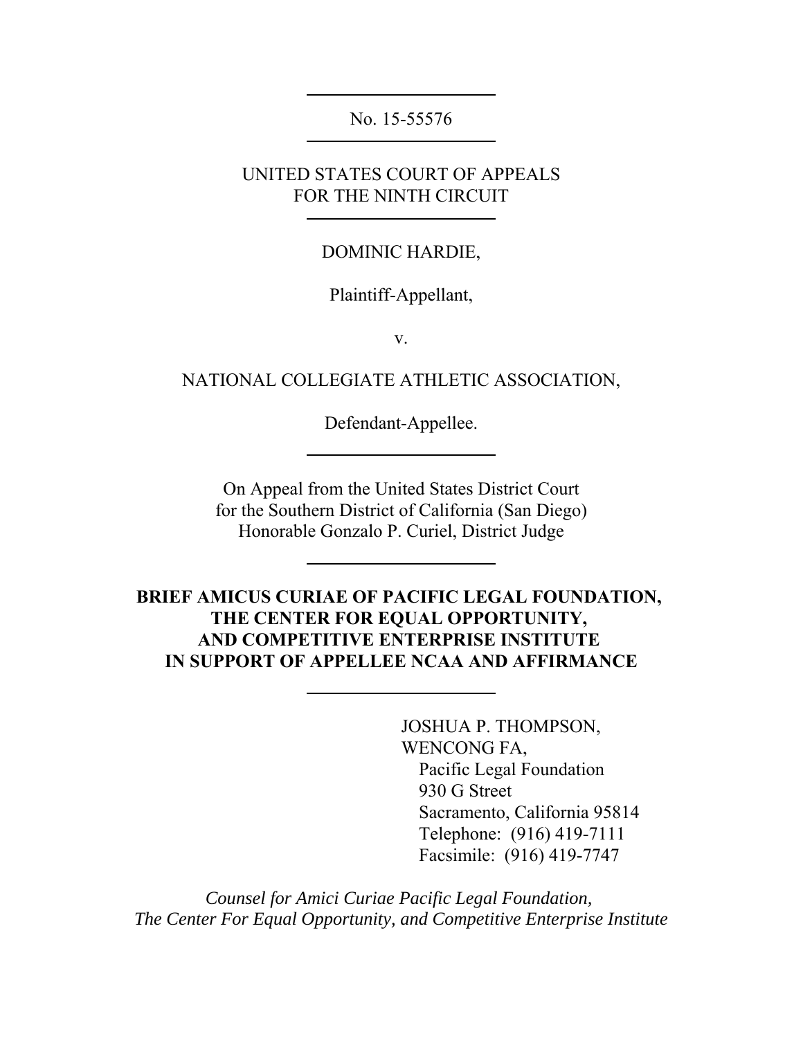No. 15-55576

UNITED STATES COURT OF APPEALS
FOR THE NINTH CIRCUIT

DOMINIC HARDIE,

Plaintiff-Appellant,

v.

NATIONAL COLLEGIATE ATHLETIC ASSOCIATION,

Defendant-Appellee.

On Appeal from the United States District Court
for the Southern District of California (San Diego)
Honorable Gonzalo P. Curiel, District Judge

**BRIEF AMICUS CURIAE OF PACIFIC LEGAL FOUNDATION, THE CENTER FOR EQUAL OPPORTUNITY, AND COMPETITIVE ENTERPRISE INSTITUTE IN SUPPORT OF APPELLEE NCAA AND AFFIRMANCE**

JOSHUA P. THOMPSON,
WENCONG FA,
Pacific Legal Foundation
930 G Street
Sacramento, California 95814
Telephone: (916) 419-7111
Facsimile: (916) 419-7747

*Counsel for Amici Curiae Pacific Legal Foundation, The Center For Equal Opportunity, and Competitive Enterprise Institute*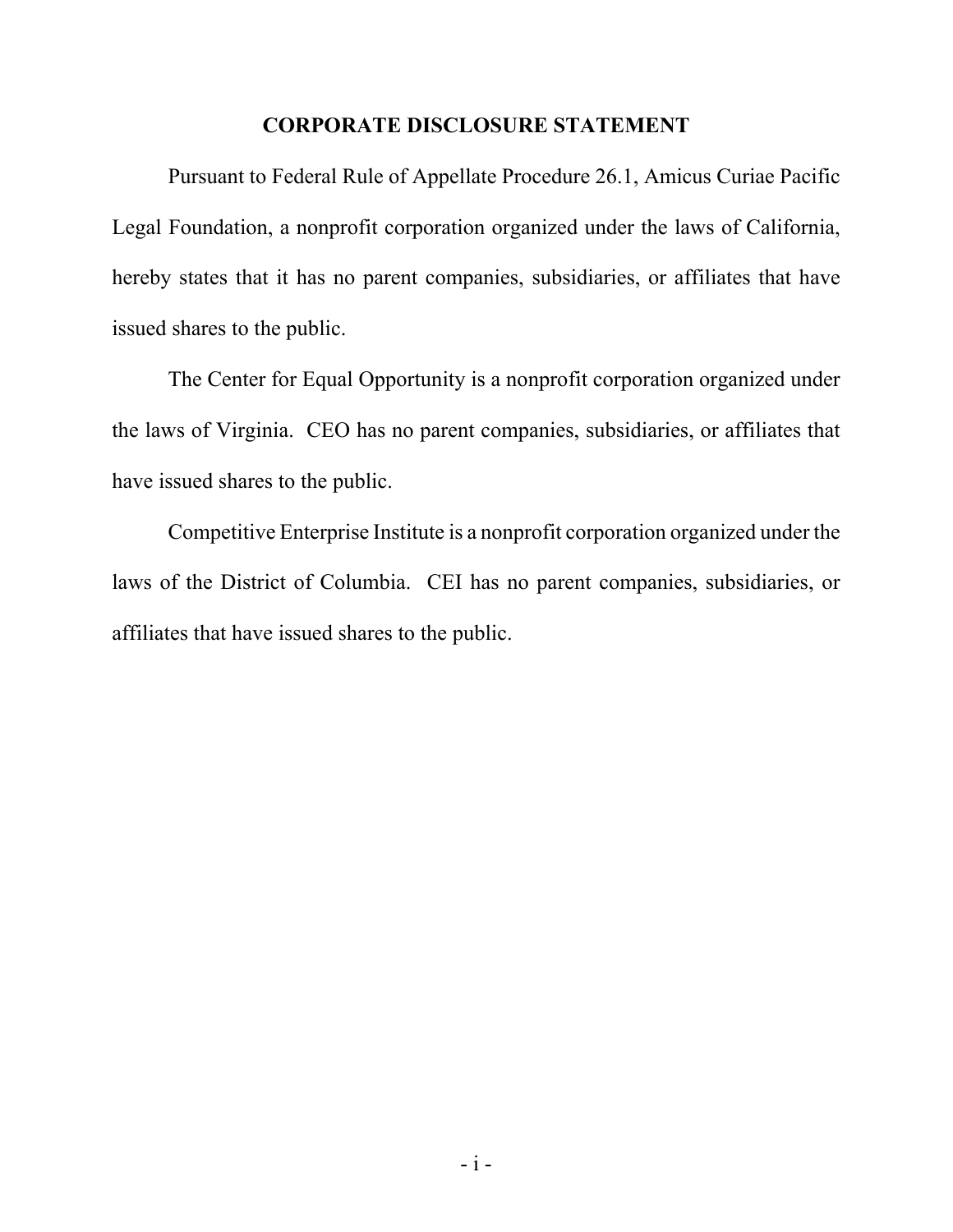## CORPORATE DISCLOSURE STATEMENT

Pursuant to Federal Rule of Appellate Procedure 26.1, Amicus Curiae Pacific Legal Foundation, a nonprofit corporation organized under the laws of California, hereby states that it has no parent companies, subsidiaries, or affiliates that have issued shares to the public.

The Center for Equal Opportunity is a nonprofit corporation organized under the laws of Virginia. CEO has no parent companies, subsidiaries, or affiliates that have issued shares to the public.

Competitive Enterprise Institute is a nonprofit corporation organized under the laws of the District of Columbia. CEI has no parent companies, subsidiaries, or affiliates that have issued shares to the public.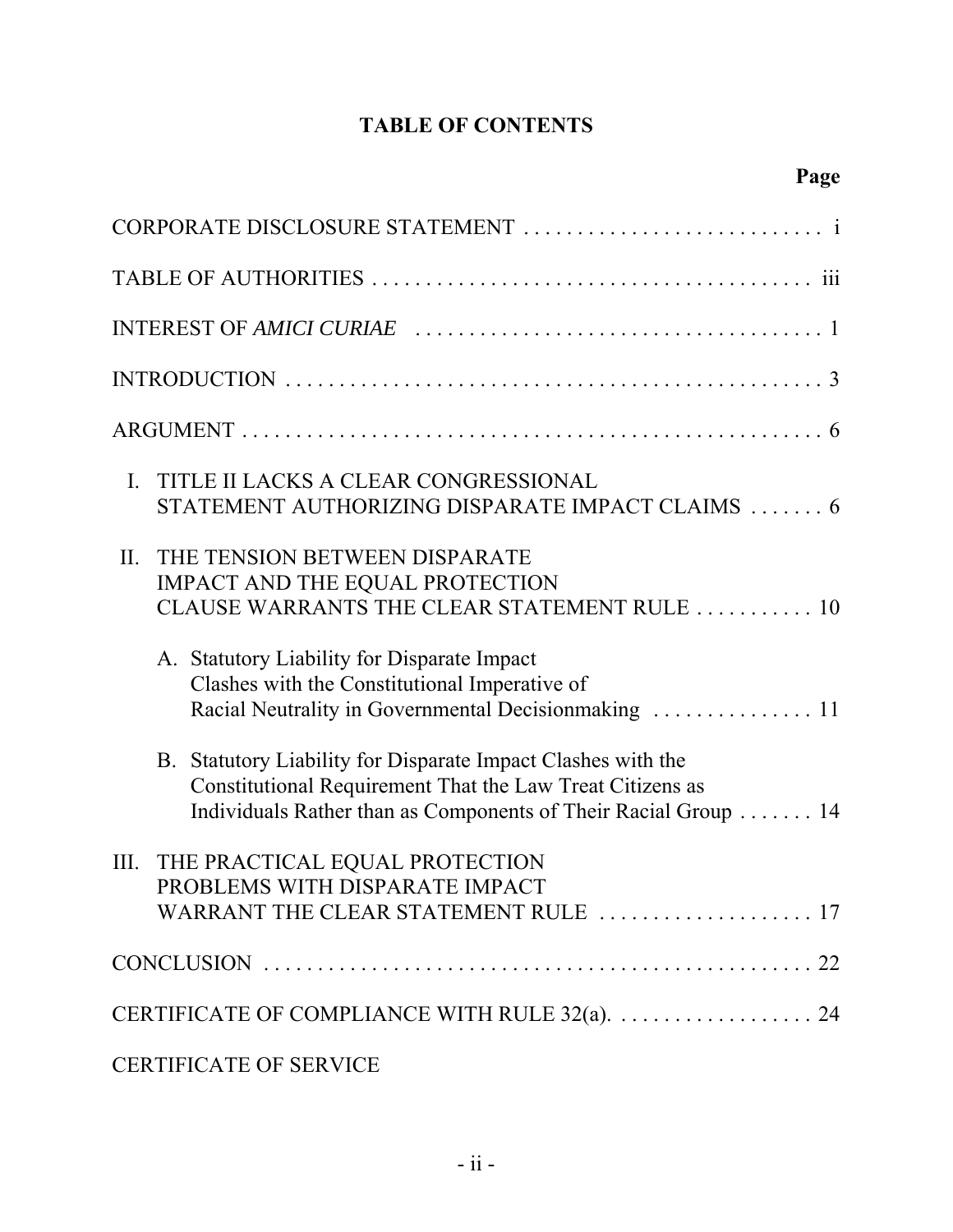# TABLE OF CONTENTS

| | Page |
|---|---|
| CORPORATE DISCLOSURE STATEMENT | i |
| TABLE OF AUTHORITIES | iii |
| INTEREST OF *AMICI CURIAE* | 1 |
| INTRODUCTION | 3 |
| ARGUMENT | 6 |
| I. TITLE II LACKS A CLEAR CONGRESSIONAL STATEMENT AUTHORIZING DISPARATE IMPACT CLAIMS | 6 |
| II. THE TENSION BETWEEN DISPARATE IMPACT AND THE EQUAL PROTECTION CLAUSE WARRANTS THE CLEAR STATEMENT RULE | 10 |
| A. Statutory Liability for Disparate Impact Clashes with the Constitutional Imperative of Racial Neutrality in Governmental Decisionmaking | 11 |
| B. Statutory Liability for Disparate Impact Clashes with the Constitutional Requirement That the Law Treat Citizens as Individuals Rather than as Components of Their Racial Group | 14 |
| III. THE PRACTICAL EQUAL PROTECTION PROBLEMS WITH DISPARATE IMPACT WARRANT THE CLEAR STATEMENT RULE | 17 |
| CONCLUSION | 22 |
| CERTIFICATE OF COMPLIANCE WITH RULE 32(a). | 24 |
| CERTIFICATE OF SERVICE | |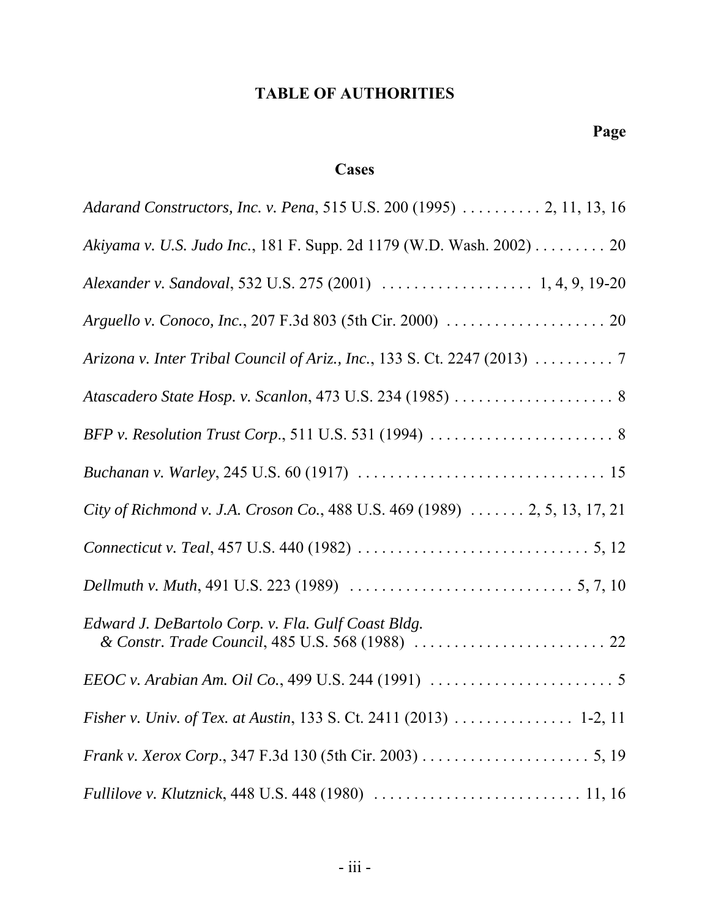# TABLE OF AUTHORITIES

**Page**

## Cases

*Adarand Constructors, Inc. v. Pena*, 515 U.S. 200 (1995) . . . . . . . . . . 2, 11, 13, 16

*Akiyama v. U.S. Judo Inc.*, 181 F. Supp. 2d 1179 (W.D. Wash. 2002) . . . . . . . . . 20

*Alexander v. Sandoval*, 532 U.S. 275 (2001) . . . . . . . . . . . . . . . . . . 1, 4, 9, 19-20

*Arguello v. Conoco, Inc.*, 207 F.3d 803 (5th Cir. 2000) . . . . . . . . . . . . . . . . . . . . 20

*Arizona v. Inter Tribal Council of Ariz., Inc.*, 133 S. Ct. 2247 (2013) . . . . . . . . . . 7

*Atascadero State Hosp. v. Scanlon*, 473 U.S. 234 (1985) . . . . . . . . . . . . . . . . . . . . 8

*BFP v. Resolution Trust Corp.*, 511 U.S. 531 (1994) . . . . . . . . . . . . . . . . . . . . . . . 8

*Buchanan v. Warley*, 245 U.S. 60 (1917) . . . . . . . . . . . . . . . . . . . . . . . . . . . . . . . 15

*City of Richmond v. J.A. Croson Co.*, 488 U.S. 469 (1989) . . . . . . . 2, 5, 13, 17, 21

*Connecticut v. Teal*, 457 U.S. 440 (1982) . . . . . . . . . . . . . . . . . . . . . . . . . . . . . 5, 12

*Dellmuth v. Muth*, 491 U.S. 223 (1989) . . . . . . . . . . . . . . . . . . . . . . . . . . . . 5, 7, 10

*Edward J. DeBartolo Corp. v. Fla. Gulf Coast Bldg. & Constr. Trade Council*, 485 U.S. 568 (1988) . . . . . . . . . . . . . . . . . . . . . . . . 22

*EEOC v. Arabian Am. Oil Co.*, 499 U.S. 244 (1991) . . . . . . . . . . . . . . . . . . . . . . . 5

*Fisher v. Univ. of Tex. at Austin*, 133 S. Ct. 2411 (2013) . . . . . . . . . . . . . . . 1-2, 11

*Frank v. Xerox Corp.*, 347 F.3d 130 (5th Cir. 2003) . . . . . . . . . . . . . . . . . . . . . 5, 19

*Fullilove v. Klutznick*, 448 U.S. 448 (1980) . . . . . . . . . . . . . . . . . . . . . . . . . . 11, 16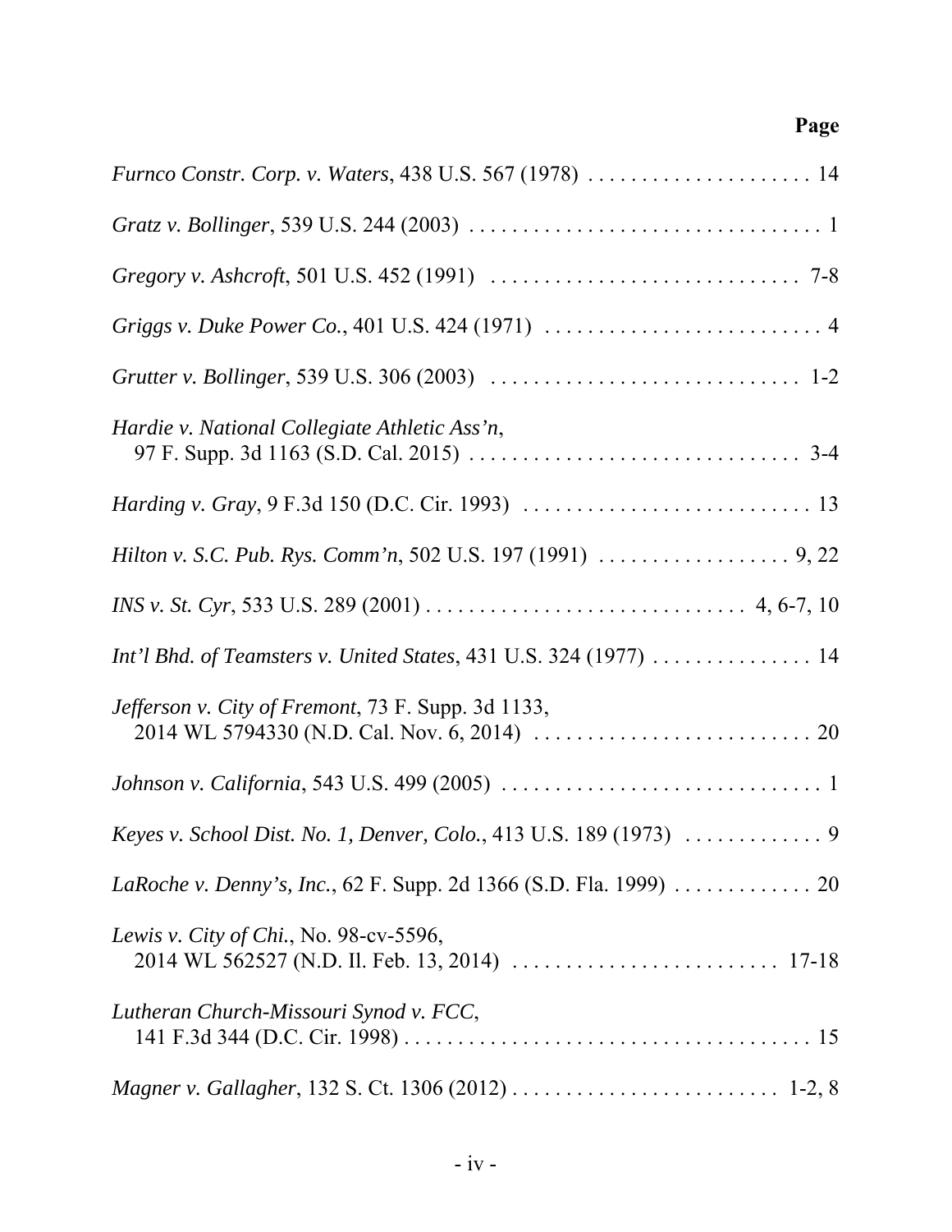**Page**

*Furnco Constr. Corp. v. Waters*, 438 U.S. 567 (1978) . . . . . . . . . . . . . . . . . . . . . 14

*Gratz v. Bollinger*, 539 U.S. 244 (2003) . . . . . . . . . . . . . . . . . . . . . . . . . . . . . . . . . 1

*Gregory v. Ashcroft*, 501 U.S. 452 (1991) . . . . . . . . . . . . . . . . . . . . . . . . . . . . . 7-8

*Griggs v. Duke Power Co.*, 401 U.S. 424 (1971) . . . . . . . . . . . . . . . . . . . . . . . . . . 4

*Grutter v. Bollinger*, 539 U.S. 306 (2003) . . . . . . . . . . . . . . . . . . . . . . . . . . . . . 1-2

*Hardie v. National Collegiate Athletic Ass'n*,
97 F. Supp. 3d 1163 (S.D. Cal. 2015) . . . . . . . . . . . . . . . . . . . . . . . . . . . . . . . 3-4

*Harding v. Gray*, 9 F.3d 150 (D.C. Cir. 1993) . . . . . . . . . . . . . . . . . . . . . . . . . . . 13

*Hilton v. S.C. Pub. Rys. Comm'n*, 502 U.S. 197 (1991) . . . . . . . . . . . . . . . . . . 9, 22

*INS v. St. Cyr*, 533 U.S. 289 (2001) . . . . . . . . . . . . . . . . . . . . . . . . . . . . . . 4, 6-7, 10

*Int'l Bhd. of Teamsters v. United States*, 431 U.S. 324 (1977) . . . . . . . . . . . . . . . 14

*Jefferson v. City of Fremont*, 73 F. Supp. 3d 1133,
2014 WL 5794330 (N.D. Cal. Nov. 6, 2014) . . . . . . . . . . . . . . . . . . . . . . . . . . 20

*Johnson v. California*, 543 U.S. 499 (2005) . . . . . . . . . . . . . . . . . . . . . . . . . . . . . . 1

*Keyes v. School Dist. No. 1, Denver, Colo.*, 413 U.S. 189 (1973) . . . . . . . . . . . . . 9

*LaRoche v. Denny's, Inc.*, 62 F. Supp. 2d 1366 (S.D. Fla. 1999) . . . . . . . . . . . . . 20

*Lewis v. City of Chi.*, No. 98-cv-5596,
2014 WL 562527 (N.D. Il. Feb. 13, 2014) . . . . . . . . . . . . . . . . . . . . . . . . . 17-18

*Lutheran Church-Missouri Synod v. FCC*,
141 F.3d 344 (D.C. Cir. 1998) . . . . . . . . . . . . . . . . . . . . . . . . . . . . . . . . . . . . . 15

*Magner v. Gallagher*, 132 S. Ct. 1306 (2012) . . . . . . . . . . . . . . . . . . . . . . . . . 1-2, 8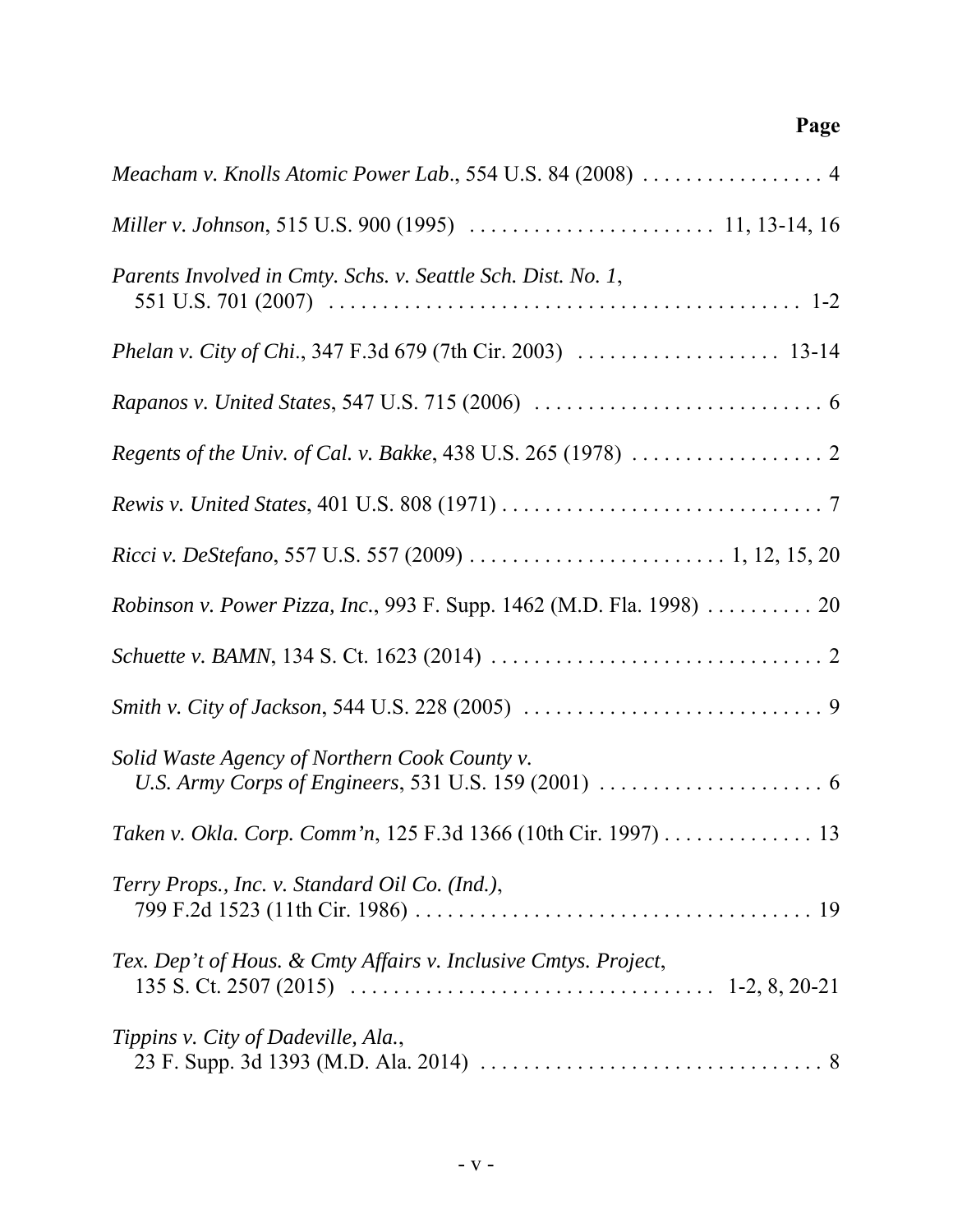**Page**

*Meacham v. Knolls Atomic Power Lab*., 554 U.S. 84 (2008) . . . . . . . . . . . . . . . . . 4

*Miller v. Johnson*, 515 U.S. 900 (1995) . . . . . . . . . . . . . . . . . . . . . . . 11, 13-14, 16

*Parents Involved in Cmty. Schs. v. Seattle Sch. Dist. No. 1*, 551 U.S. 701 (2007) . . . . . . . . . . . . . . . . . . . . . . . . . . . . . . . . . . . . . . . . . . . 1-2

*Phelan v. City of Chi*., 347 F.3d 679 (7th Cir. 2003) . . . . . . . . . . . . . . . . . . . 13-14

*Rapanos v. United States*, 547 U.S. 715 (2006) . . . . . . . . . . . . . . . . . . . . . . . . . . . 6

*Regents of the Univ. of Cal. v. Bakke*, 438 U.S. 265 (1978) . . . . . . . . . . . . . . . . . . 2

*Rewis v. United States*, 401 U.S. 808 (1971) . . . . . . . . . . . . . . . . . . . . . . . . . . . . . . 7

*Ricci v. DeStefano*, 557 U.S. 557 (2009) . . . . . . . . . . . . . . . . . . . . . . . . 1, 12, 15, 20

*Robinson v. Power Pizza, Inc*., 993 F. Supp. 1462 (M.D. Fla. 1998) . . . . . . . . . . 20

*Schuette v. BAMN*, 134 S. Ct. 1623 (2014) . . . . . . . . . . . . . . . . . . . . . . . . . . . . . . . 2

*Smith v. City of Jackson*, 544 U.S. 228 (2005) . . . . . . . . . . . . . . . . . . . . . . . . . . . . 9

*Solid Waste Agency of Northern Cook County v. U.S. Army Corps of Engineers*, 531 U.S. 159 (2001) . . . . . . . . . . . . . . . . . . . . . 6

*Taken v. Okla. Corp. Comm'n*, 125 F.3d 1366 (10th Cir. 1997) . . . . . . . . . . . . . . 13

*Terry Props., Inc. v. Standard Oil Co. (Ind.)*, 799 F.2d 1523 (11th Cir. 1986) . . . . . . . . . . . . . . . . . . . . . . . . . . . . . . . . . . . . 19

*Tex. Dep't of Hous. & Cmty Affairs v. Inclusive Cmtys. Project*, 135 S. Ct. 2507 (2015) . . . . . . . . . . . . . . . . . . . . . . . . . . . . . . . . . 1-2, 8, 20-21

*Tippins v. City of Dadeville, Ala.*, 23 F. Supp. 3d 1393 (M.D. Ala. 2014) . . . . . . . . . . . . . . . . . . . . . . . . . . . . . . . . 8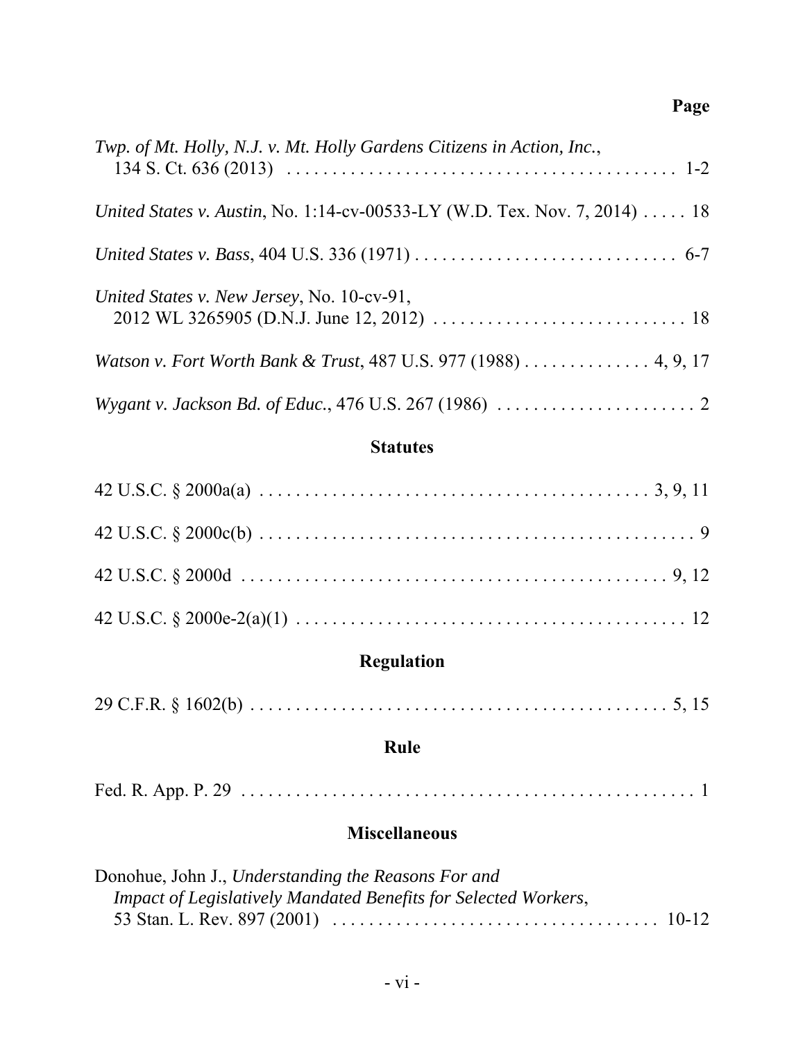**Page**

*Twp. of Mt. Holly, N.J. v. Mt. Holly Gardens Citizens in Action, Inc.*, 134 S. Ct. 636 (2013) . . . . . . . . . . . . . . . . . . . . . . . . . . . . . . . . . . . . . . . . . . 1-2

*United States v. Austin*, No. 1:14-cv-00533-LY (W.D. Tex. Nov. 7, 2014) . . . . . 18

*United States v. Bass*, 404 U.S. 336 (1971) . . . . . . . . . . . . . . . . . . . . . . . . . . . . 6-7

*United States v. New Jersey*, No. 10-cv-91, 2012 WL 3265905 (D.N.J. June 12, 2012) . . . . . . . . . . . . . . . . . . . . . . . . . . . . 18

*Watson v. Fort Worth Bank & Trust*, 487 U.S. 977 (1988) . . . . . . . . . . . . . . 4, 9, 17

*Wygant v. Jackson Bd. of Educ.*, 476 U.S. 267 (1986) . . . . . . . . . . . . . . . . . . . . . . 2

## Statutes

42 U.S.C. § 2000a(a) . . . . . . . . . . . . . . . . . . . . . . . . . . . . . . . . . . . . . . . . . . 3, 9, 11

42 U.S.C. § 2000c(b) . . . . . . . . . . . . . . . . . . . . . . . . . . . . . . . . . . . . . . . . . . . . . . . 9

42 U.S.C. § 2000d . . . . . . . . . . . . . . . . . . . . . . . . . . . . . . . . . . . . . . . . . . . . . . . 9, 12

42 U.S.C. § 2000e-2(a)(1) . . . . . . . . . . . . . . . . . . . . . . . . . . . . . . . . . . . . . . . . . . . 12

## Regulation

29 C.F.R. § 1602(b) . . . . . . . . . . . . . . . . . . . . . . . . . . . . . . . . . . . . . . . . . . . . . . 5, 15

## Rule

Fed. R. App. P. 29 . . . . . . . . . . . . . . . . . . . . . . . . . . . . . . . . . . . . . . . . . . . . . . . . . . 1

## Miscellaneous

Donohue, John J., *Understanding the Reasons For and Impact of Legislatively Mandated Benefits for Selected Workers*, 53 Stan. L. Rev. 897 (2001) . . . . . . . . . . . . . . . . . . . . . . . . . . . . . . . . . . . 10-12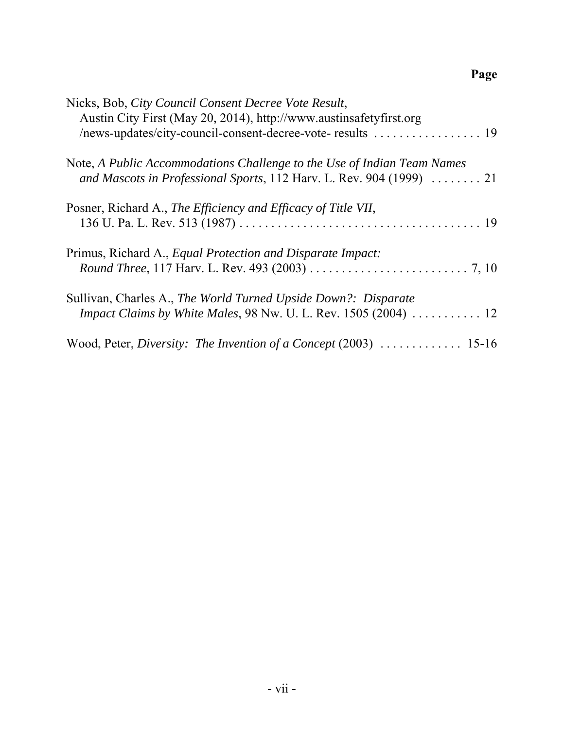**Page**

Nicks, Bob, *City Council Consent Decree Vote Result*, Austin City First (May 20, 2014), http://www.austinsafetyfirst.org /news-updates/city-council-consent-decree-vote- results . . . . . . . . . . . . . . . . . 19

Note, *A Public Accommodations Challenge to the Use of Indian Team Names and Mascots in Professional Sports*, 112 Harv. L. Rev. 904 (1999) . . . . . . . . 21

Posner, Richard A., *The Efficiency and Efficacy of Title VII*, 136 U. Pa. L. Rev. 513 (1987) . . . . . . . . . . . . . . . . . . . . . . . . . . . . . . . . . . . . . . 19

Primus, Richard A., *Equal Protection and Disparate Impact: Round Three*, 117 Harv. L. Rev. 493 (2003) . . . . . . . . . . . . . . . . . . . . . . . . . . 7, 10

Sullivan, Charles A., *The World Turned Upside Down?: Disparate Impact Claims by White Males*, 98 Nw. U. L. Rev. 1505 (2004) . . . . . . . . . . . 12

Wood, Peter, *Diversity: The Invention of a Concept* (2003) . . . . . . . . . . . . . 15-16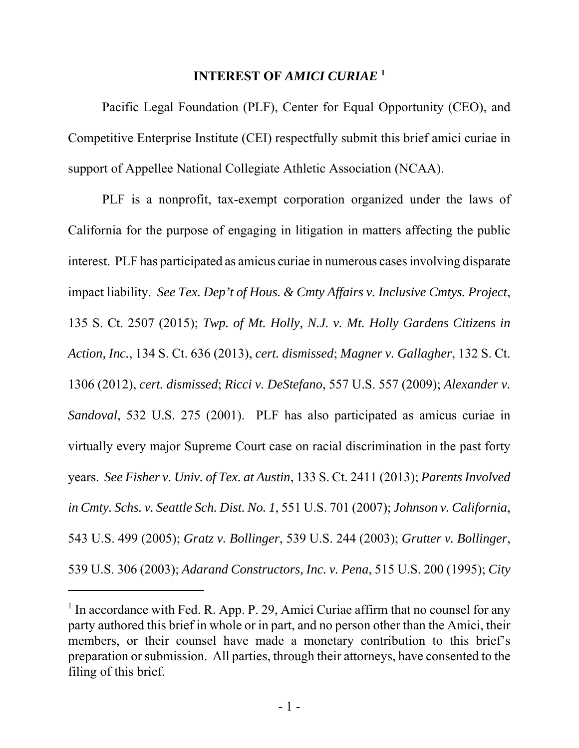# INTEREST OF *AMICI CURIAE* [1]

Pacific Legal Foundation (PLF), Center for Equal Opportunity (CEO), and Competitive Enterprise Institute (CEI) respectfully submit this brief amici curiae in support of Appellee National Collegiate Athletic Association (NCAA).

PLF is a nonprofit, tax-exempt corporation organized under the laws of California for the purpose of engaging in litigation in matters affecting the public interest. PLF has participated as amicus curiae in numerous cases involving disparate impact liability. *See Tex. Dep't of Hous. & Cmty Affairs v. Inclusive Cmtys. Project*, 135 S. Ct. 2507 (2015); *Twp. of Mt. Holly, N.J. v. Mt. Holly Gardens Citizens in Action, Inc.*, 134 S. Ct. 636 (2013), *cert. dismissed*; *Magner v. Gallagher*, 132 S. Ct. 1306 (2012), *cert. dismissed*; *Ricci v. DeStefano*, 557 U.S. 557 (2009); *Alexander v. Sandoval*, 532 U.S. 275 (2001). PLF has also participated as amicus curiae in virtually every major Supreme Court case on racial discrimination in the past forty years. *See Fisher v. Univ. of Tex. at Austin*, 133 S. Ct. 2411 (2013); *Parents Involved in Cmty. Schs. v. Seattle Sch. Dist. No. 1*, 551 U.S. 701 (2007); *Johnson v. California*, 543 U.S. 499 (2005); *Gratz v. Bollinger*, 539 U.S. 244 (2003); *Grutter v. Bollinger*, 539 U.S. 306 (2003); *Adarand Constructors, Inc. v. Pena*, 515 U.S. 200 (1995); *City*

---

[1] In accordance with Fed. R. App. P. 29, Amici Curiae affirm that no counsel for any party authored this brief in whole or in part, and no person other than the Amici, their members, or their counsel have made a monetary contribution to this brief's preparation or submission. All parties, through their attorneys, have consented to the filing of this brief.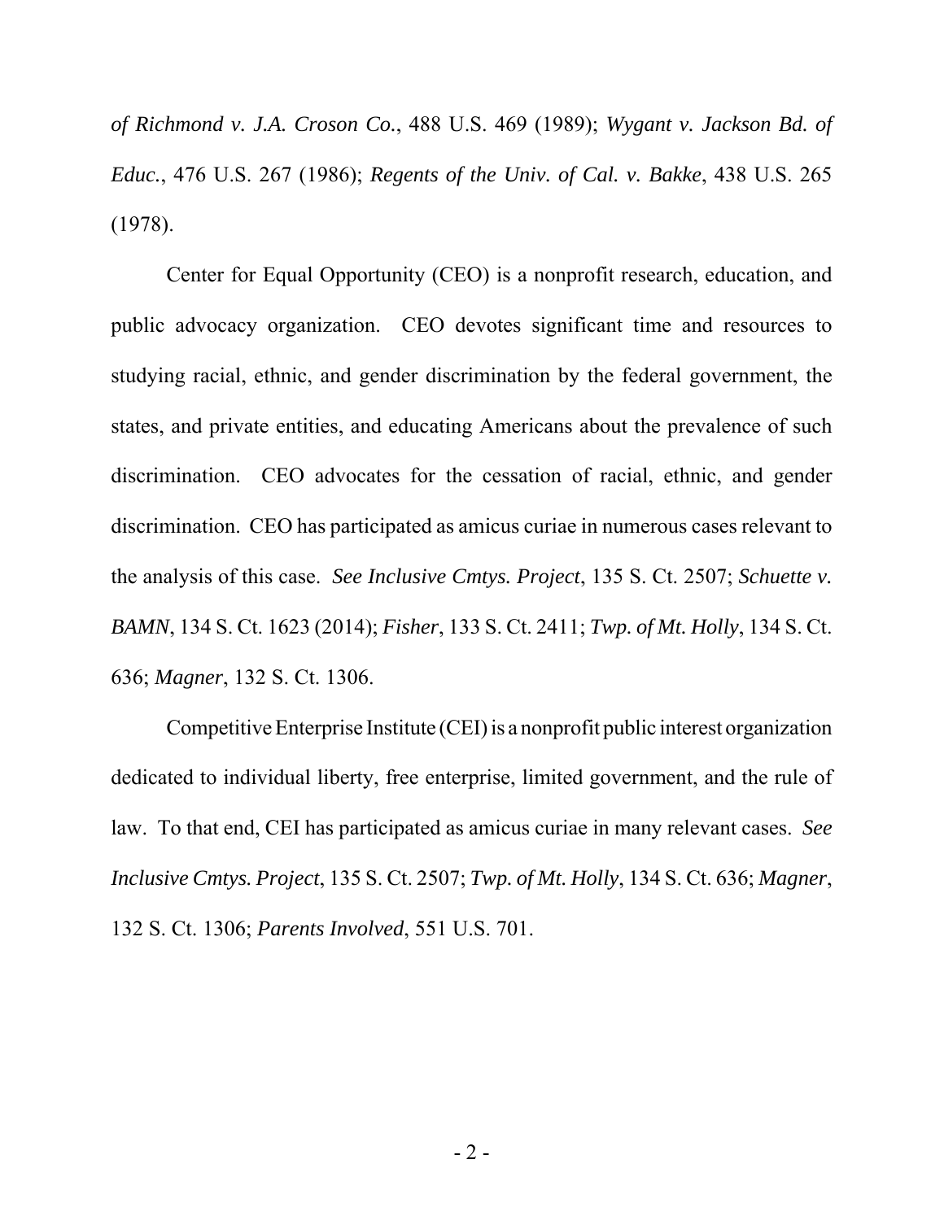*of Richmond v. J.A. Croson Co.*, 488 U.S. 469 (1989); *Wygant v. Jackson Bd. of Educ.*, 476 U.S. 267 (1986); *Regents of the Univ. of Cal. v. Bakke*, 438 U.S. 265 (1978).

Center for Equal Opportunity (CEO) is a nonprofit research, education, and public advocacy organization. CEO devotes significant time and resources to studying racial, ethnic, and gender discrimination by the federal government, the states, and private entities, and educating Americans about the prevalence of such discrimination. CEO advocates for the cessation of racial, ethnic, and gender discrimination. CEO has participated as amicus curiae in numerous cases relevant to the analysis of this case. *See Inclusive Cmtys. Project*, 135 S. Ct. 2507; *Schuette v. BAMN*, 134 S. Ct. 1623 (2014); *Fisher*, 133 S. Ct. 2411; *Twp. of Mt. Holly*, 134 S. Ct. 636; *Magner*, 132 S. Ct. 1306.

Competitive Enterprise Institute (CEI) is a nonprofit public interest organization dedicated to individual liberty, free enterprise, limited government, and the rule of law. To that end, CEI has participated as amicus curiae in many relevant cases. *See Inclusive Cmtys. Project*, 135 S. Ct. 2507; *Twp. of Mt. Holly*, 134 S. Ct. 636; *Magner*, 132 S. Ct. 1306; *Parents Involved*, 551 U.S. 701.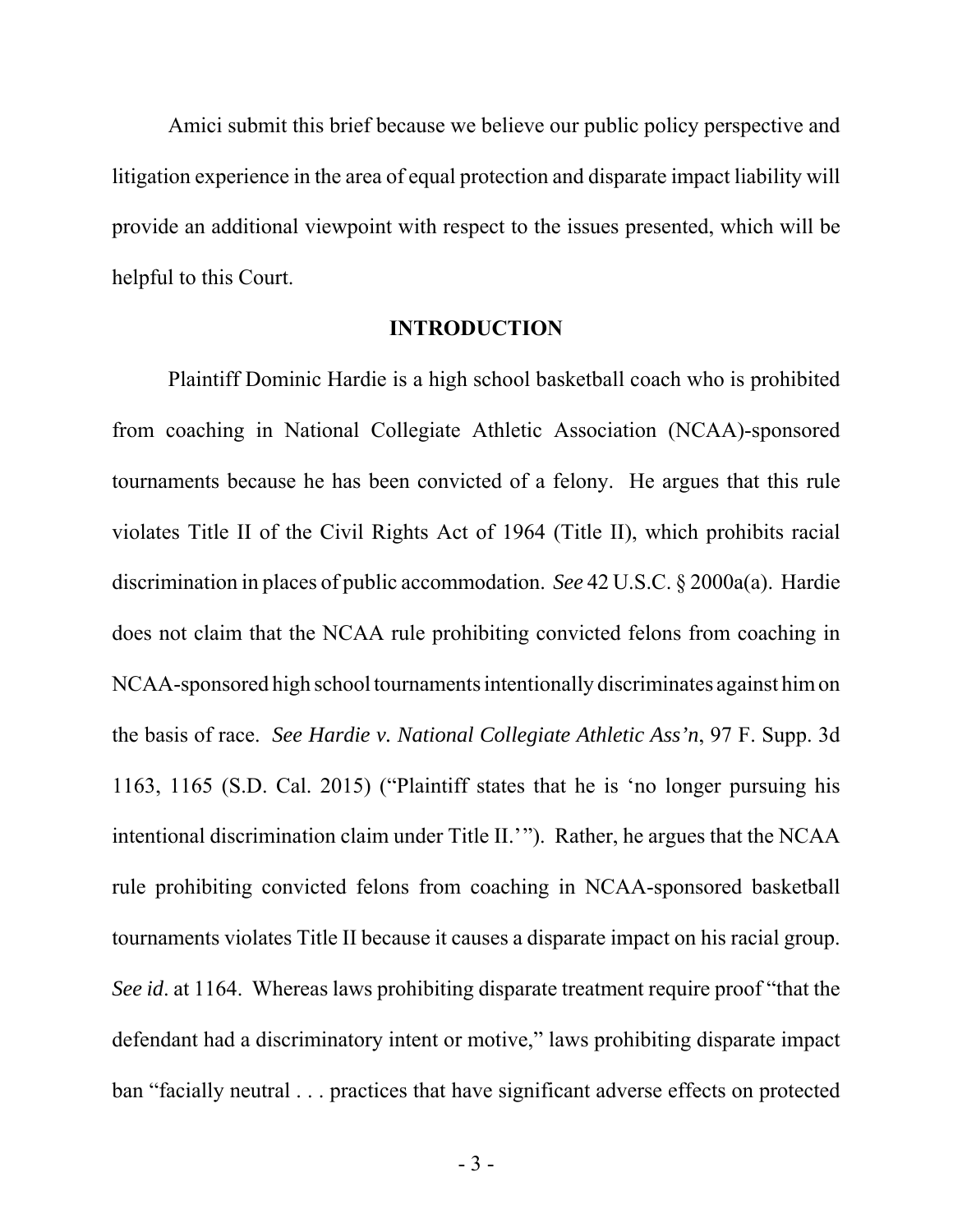Amici submit this brief because we believe our public policy perspective and litigation experience in the area of equal protection and disparate impact liability will provide an additional viewpoint with respect to the issues presented, which will be helpful to this Court.

## INTRODUCTION

Plaintiff Dominic Hardie is a high school basketball coach who is prohibited from coaching in National Collegiate Athletic Association (NCAA)-sponsored tournaments because he has been convicted of a felony. He argues that this rule violates Title II of the Civil Rights Act of 1964 (Title II), which prohibits racial discrimination in places of public accommodation. *See* 42 U.S.C. § 2000a(a). Hardie does not claim that the NCAA rule prohibiting convicted felons from coaching in NCAA-sponsored high school tournaments intentionally discriminates against him on the basis of race. *See Hardie v. National Collegiate Athletic Ass'n*, 97 F. Supp. 3d 1163, 1165 (S.D. Cal. 2015) ("Plaintiff states that he is 'no longer pursuing his intentional discrimination claim under Title II.'"). Rather, he argues that the NCAA rule prohibiting convicted felons from coaching in NCAA-sponsored basketball tournaments violates Title II because it causes a disparate impact on his racial group. *See id.* at 1164. Whereas laws prohibiting disparate treatment require proof "that the defendant had a discriminatory intent or motive," laws prohibiting disparate impact ban "facially neutral . . . practices that have significant adverse effects on protected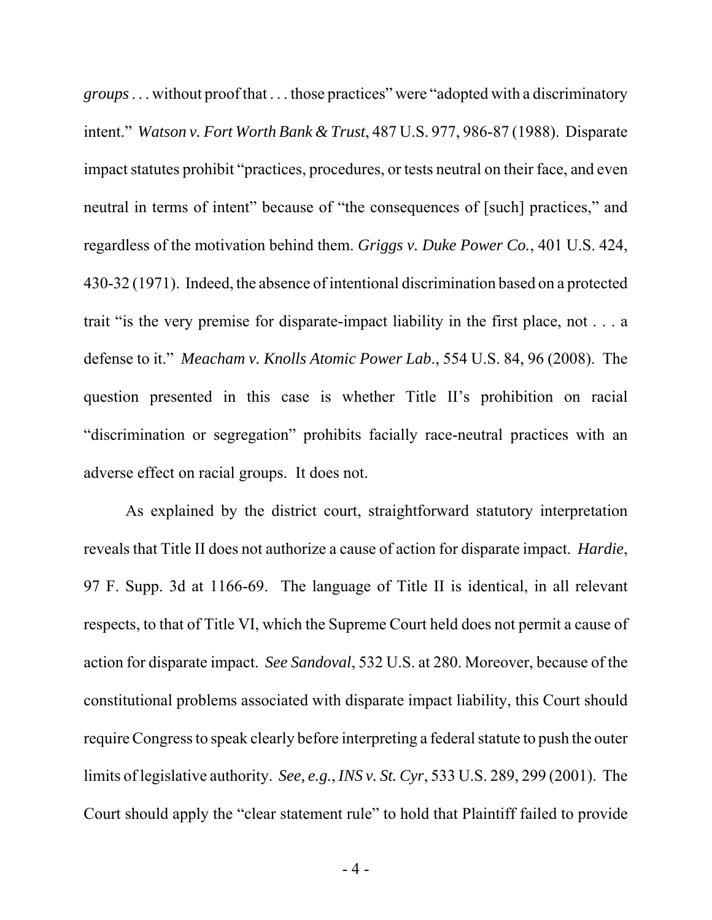*groups* . . . without proof that . . . those practices" were "adopted with a discriminatory intent." *Watson v. Fort Worth Bank & Trust*, 487 U.S. 977, 986-87 (1988). Disparate impact statutes prohibit "practices, procedures, or tests neutral on their face, and even neutral in terms of intent" because of "the consequences of [such] practices," and regardless of the motivation behind them. *Griggs v. Duke Power Co.*, 401 U.S. 424, 430-32 (1971). Indeed, the absence of intentional discrimination based on a protected trait "is the very premise for disparate-impact liability in the first place, not . . . a defense to it." *Meacham v. Knolls Atomic Power Lab.*, 554 U.S. 84, 96 (2008). The question presented in this case is whether Title II's prohibition on racial "discrimination or segregation" prohibits facially race-neutral practices with an adverse effect on racial groups. It does not.

As explained by the district court, straightforward statutory interpretation reveals that Title II does not authorize a cause of action for disparate impact. *Hardie*, 97 F. Supp. 3d at 1166-69. The language of Title II is identical, in all relevant respects, to that of Title VI, which the Supreme Court held does not permit a cause of action for disparate impact. *See Sandoval*, 532 U.S. at 280. Moreover, because of the constitutional problems associated with disparate impact liability, this Court should require Congress to speak clearly before interpreting a federal statute to push the outer limits of legislative authority. *See, e.g.*, *INS v. St. Cyr*, 533 U.S. 289, 299 (2001). The Court should apply the "clear statement rule" to hold that Plaintiff failed to provide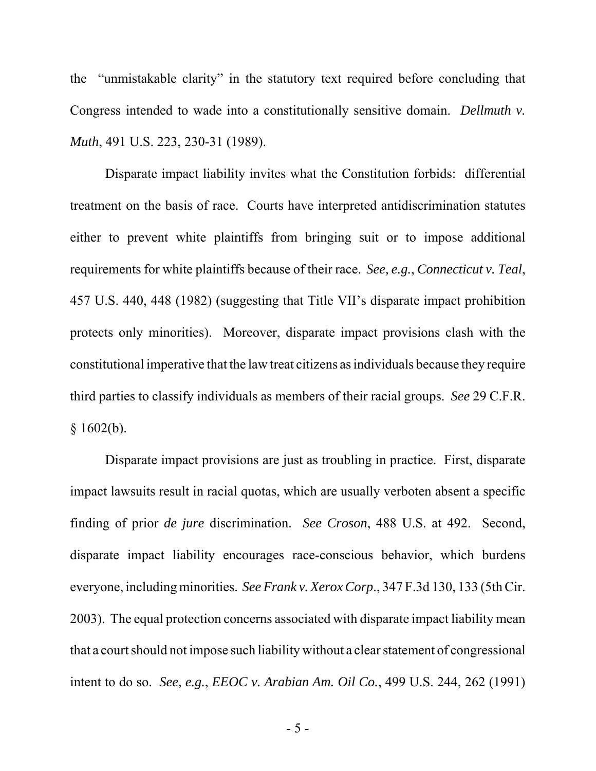the "unmistakable clarity" in the statutory text required before concluding that Congress intended to wade into a constitutionally sensitive domain. *Dellmuth v. Muth*, 491 U.S. 223, 230-31 (1989).

Disparate impact liability invites what the Constitution forbids: differential treatment on the basis of race. Courts have interpreted antidiscrimination statutes either to prevent white plaintiffs from bringing suit or to impose additional requirements for white plaintiffs because of their race. *See, e.g.*, *Connecticut v. Teal*, 457 U.S. 440, 448 (1982) (suggesting that Title VII's disparate impact prohibition protects only minorities). Moreover, disparate impact provisions clash with the constitutional imperative that the law treat citizens as individuals because they require third parties to classify individuals as members of their racial groups. *See* 29 C.F.R. § 1602(b).

Disparate impact provisions are just as troubling in practice. First, disparate impact lawsuits result in racial quotas, which are usually verboten absent a specific finding of prior *de jure* discrimination. *See Croson*, 488 U.S. at 492. Second, disparate impact liability encourages race-conscious behavior, which burdens everyone, including minorities. *See Frank v. Xerox Corp.*, 347 F.3d 130, 133 (5th Cir. 2003). The equal protection concerns associated with disparate impact liability mean that a court should not impose such liability without a clear statement of congressional intent to do so. *See, e.g.*, *EEOC v. Arabian Am. Oil Co.*, 499 U.S. 244, 262 (1991)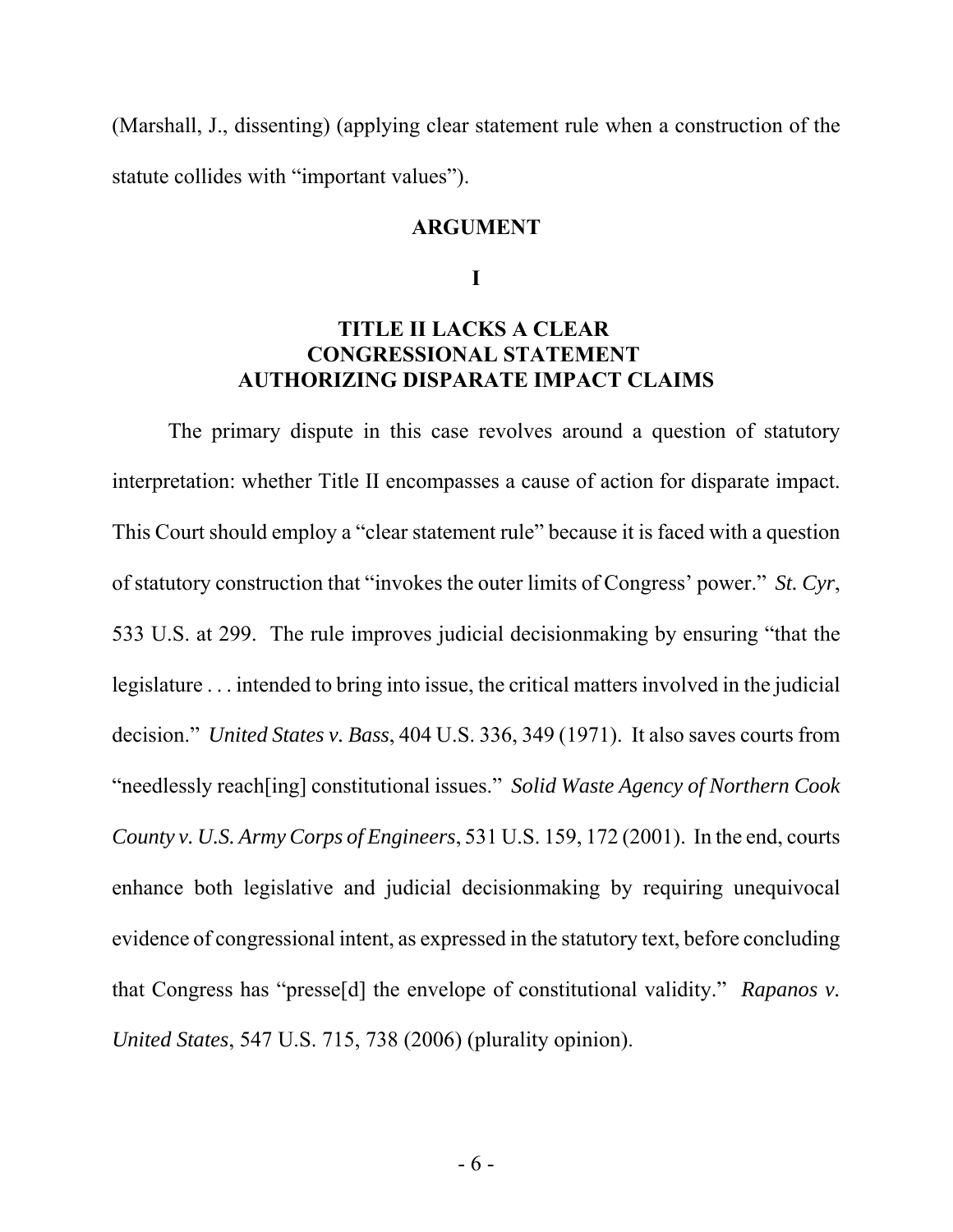(Marshall, J., dissenting) (applying clear statement rule when a construction of the statute collides with "important values").

## ARGUMENT

### I

### TITLE II LACKS A CLEAR CONGRESSIONAL STATEMENT AUTHORIZING DISPARATE IMPACT CLAIMS

The primary dispute in this case revolves around a question of statutory interpretation: whether Title II encompasses a cause of action for disparate impact. This Court should employ a "clear statement rule" because it is faced with a question of statutory construction that "invokes the outer limits of Congress' power." *St. Cyr*, 533 U.S. at 299. The rule improves judicial decisionmaking by ensuring "that the legislature . . . intended to bring into issue, the critical matters involved in the judicial decision." *United States v. Bass*, 404 U.S. 336, 349 (1971). It also saves courts from "needlessly reach[ing] constitutional issues." *Solid Waste Agency of Northern Cook County v. U.S. Army Corps of Engineers*, 531 U.S. 159, 172 (2001). In the end, courts enhance both legislative and judicial decisionmaking by requiring unequivocal evidence of congressional intent, as expressed in the statutory text, before concluding that Congress has "presse[d] the envelope of constitutional validity." *Rapanos v. United States*, 547 U.S. 715, 738 (2006) (plurality opinion).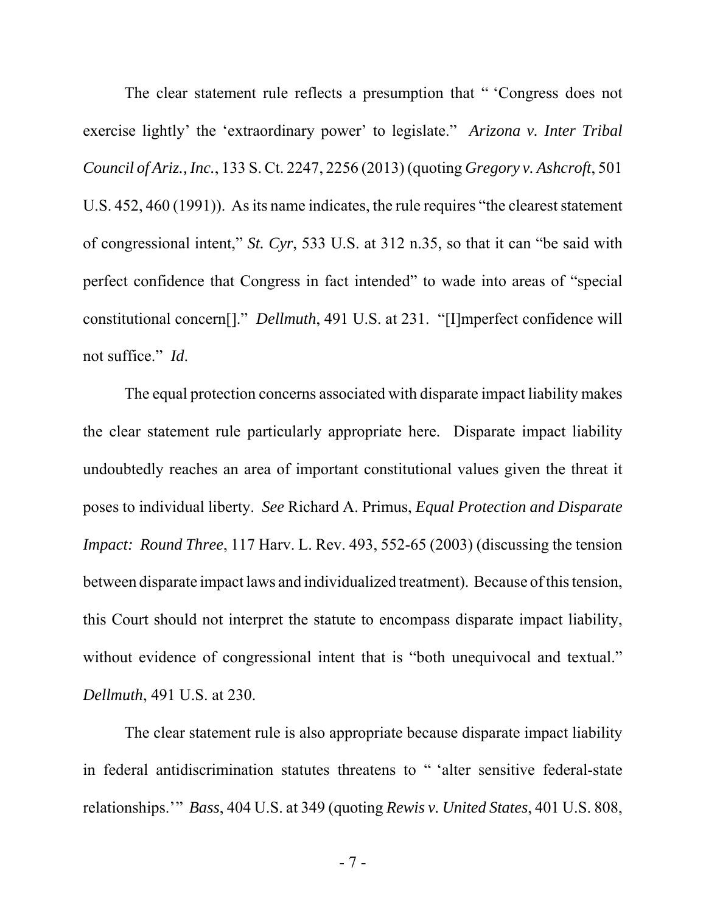The clear statement rule reflects a presumption that " 'Congress does not exercise lightly' the 'extraordinary power' to legislate." *Arizona v. Inter Tribal Council of Ariz., Inc.*, 133 S. Ct. 2247, 2256 (2013) (quoting *Gregory v. Ashcroft*, 501 U.S. 452, 460 (1991)). As its name indicates, the rule requires "the clearest statement of congressional intent," *St. Cyr*, 533 U.S. at 312 n.35, so that it can "be said with perfect confidence that Congress in fact intended" to wade into areas of "special constitutional concern[]." *Dellmuth*, 491 U.S. at 231. "[I]mperfect confidence will not suffice." *Id*.

The equal protection concerns associated with disparate impact liability makes the clear statement rule particularly appropriate here. Disparate impact liability undoubtedly reaches an area of important constitutional values given the threat it poses to individual liberty. *See* Richard A. Primus, *Equal Protection and Disparate Impact: Round Three*, 117 Harv. L. Rev. 493, 552-65 (2003) (discussing the tension between disparate impact laws and individualized treatment). Because of this tension, this Court should not interpret the statute to encompass disparate impact liability, without evidence of congressional intent that is "both unequivocal and textual." *Dellmuth*, 491 U.S. at 230.

The clear statement rule is also appropriate because disparate impact liability in federal antidiscrimination statutes threatens to " 'alter sensitive federal-state relationships.' " *Bass*, 404 U.S. at 349 (quoting *Rewis v. United States*, 401 U.S. 808,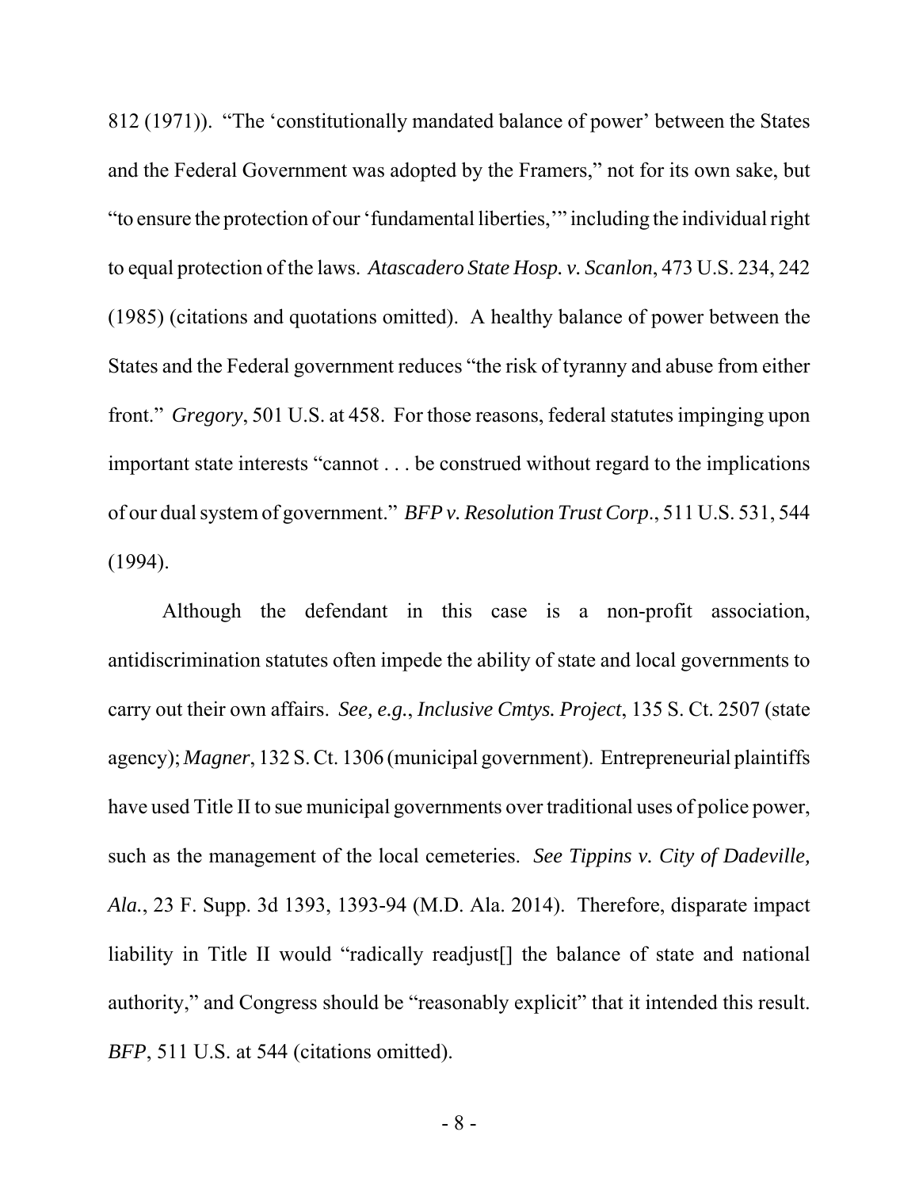812 (1971)). "The 'constitutionally mandated balance of power' between the States and the Federal Government was adopted by the Framers," not for its own sake, but "to ensure the protection of our 'fundamental liberties,'" including the individual right to equal protection of the laws. *Atascadero State Hosp. v. Scanlon*, 473 U.S. 234, 242 (1985) (citations and quotations omitted). A healthy balance of power between the States and the Federal government reduces "the risk of tyranny and abuse from either front." *Gregory*, 501 U.S. at 458. For those reasons, federal statutes impinging upon important state interests "cannot . . . be construed without regard to the implications of our dual system of government." *BFP v. Resolution Trust Corp*., 511 U.S. 531, 544 (1994).

Although the defendant in this case is a non-profit association, antidiscrimination statutes often impede the ability of state and local governments to carry out their own affairs. *See, e.g.*, *Inclusive Cmtys. Project*, 135 S. Ct. 2507 (state agency); *Magner*, 132 S. Ct. 1306 (municipal government). Entrepreneurial plaintiffs have used Title II to sue municipal governments over traditional uses of police power, such as the management of the local cemeteries. *See Tippins v. City of Dadeville, Ala.*, 23 F. Supp. 3d 1393, 1393-94 (M.D. Ala. 2014). Therefore, disparate impact liability in Title II would "radically readjust[] the balance of state and national authority," and Congress should be "reasonably explicit" that it intended this result. *BFP*, 511 U.S. at 544 (citations omitted).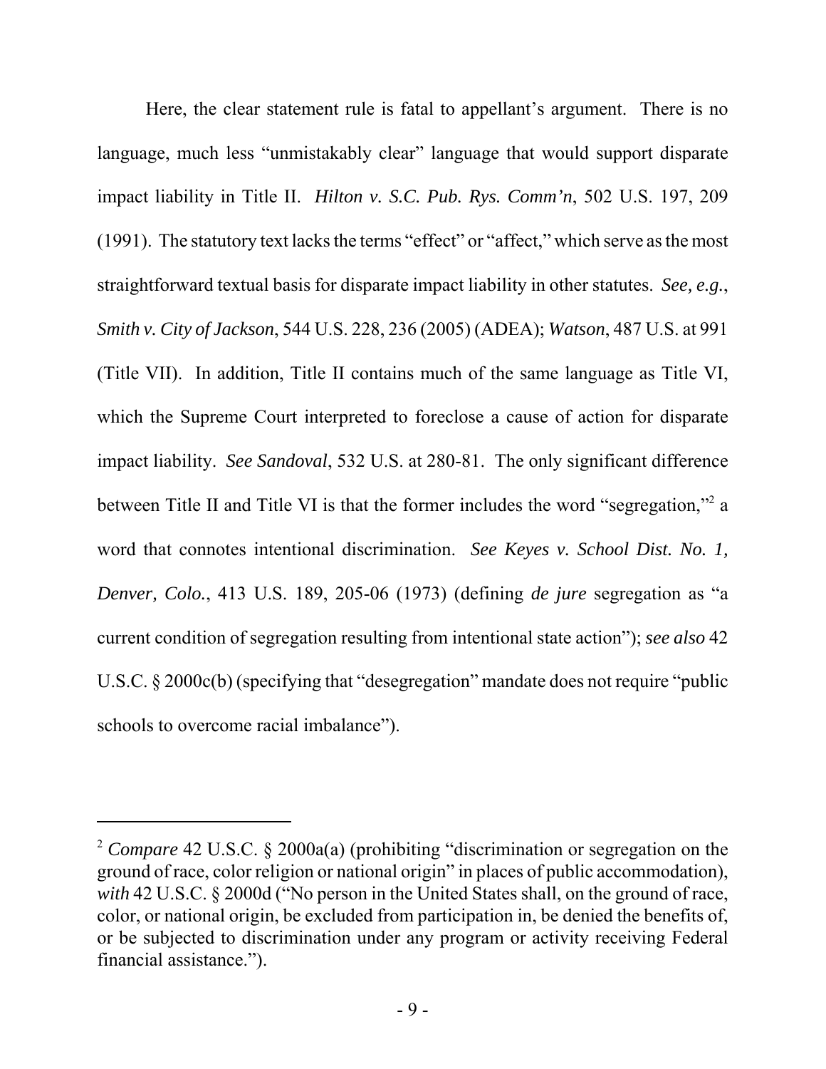Here, the clear statement rule is fatal to appellant's argument. There is no language, much less "unmistakably clear" language that would support disparate impact liability in Title II. *Hilton v. S.C. Pub. Rys. Comm'n*, 502 U.S. 197, 209 (1991). The statutory text lacks the terms "effect" or "affect," which serve as the most straightforward textual basis for disparate impact liability in other statutes. *See, e.g.*, *Smith v. City of Jackson*, 544 U.S. 228, 236 (2005) (ADEA); *Watson*, 487 U.S. at 991 (Title VII). In addition, Title II contains much of the same language as Title VI, which the Supreme Court interpreted to foreclose a cause of action for disparate impact liability. *See Sandoval*, 532 U.S. at 280-81. The only significant difference between Title II and Title VI is that the former includes the word "segregation,"[2] a word that connotes intentional discrimination. *See Keyes v. School Dist. No. 1, Denver, Colo.*, 413 U.S. 189, 205-06 (1973) (defining *de jure* segregation as "a current condition of segregation resulting from intentional state action"); *see also* 42 U.S.C. § 2000c(b) (specifying that "desegregation" mandate does not require "public schools to overcome racial imbalance").

---

[2] *Compare* 42 U.S.C. § 2000a(a) (prohibiting "discrimination or segregation on the ground of race, color religion or national origin" in places of public accommodation), *with* 42 U.S.C. § 2000d ("No person in the United States shall, on the ground of race, color, or national origin, be excluded from participation in, be denied the benefits of, or be subjected to discrimination under any program or activity receiving Federal financial assistance.").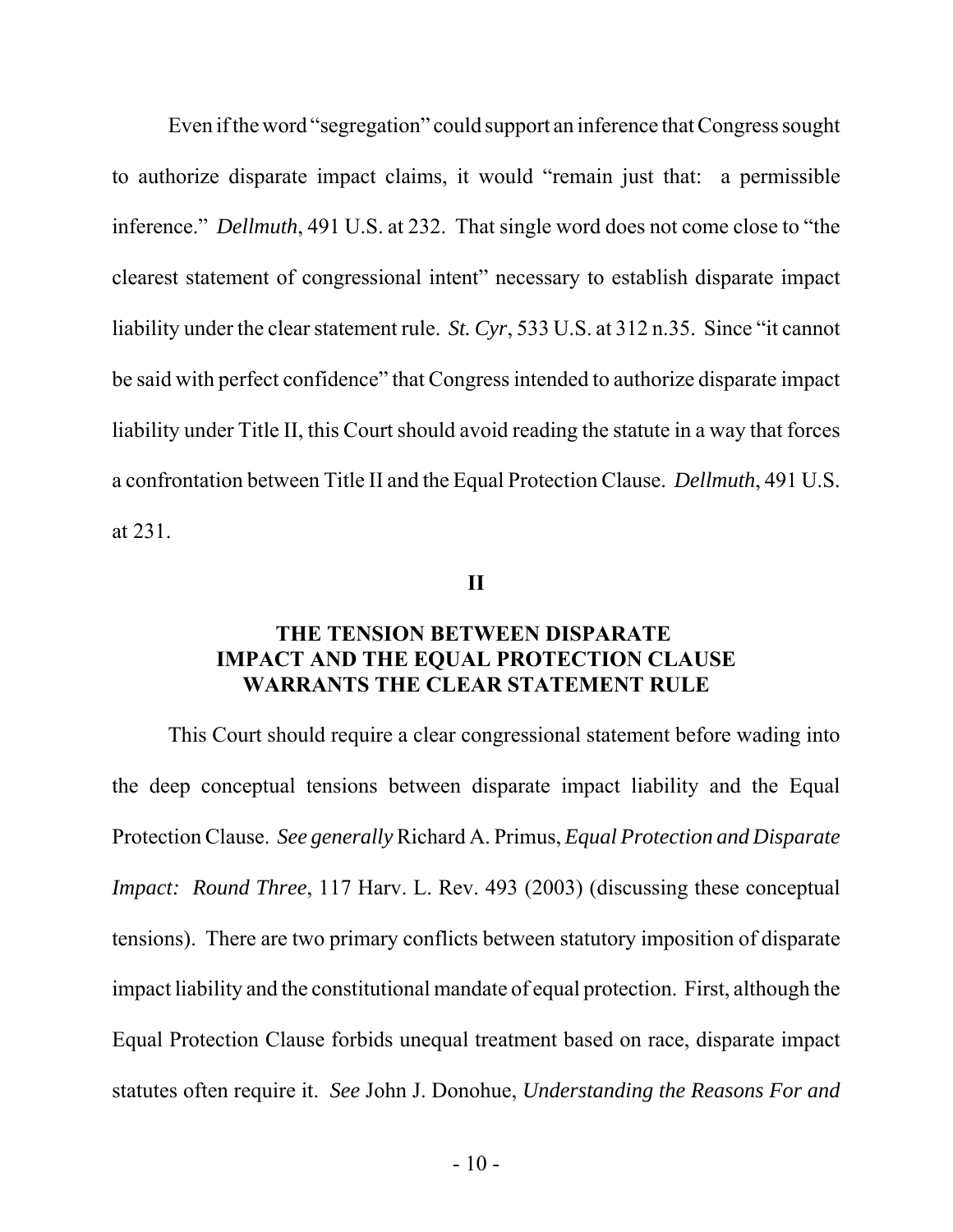Even if the word "segregation" could support an inference that Congress sought to authorize disparate impact claims, it would "remain just that: a permissible inference." *Dellmuth*, 491 U.S. at 232. That single word does not come close to "the clearest statement of congressional intent" necessary to establish disparate impact liability under the clear statement rule. *St. Cyr*, 533 U.S. at 312 n.35. Since "it cannot be said with perfect confidence" that Congress intended to authorize disparate impact liability under Title II, this Court should avoid reading the statute in a way that forces a confrontation between Title II and the Equal Protection Clause. *Dellmuth*, 491 U.S. at 231.

## II

## THE TENSION BETWEEN DISPARATE IMPACT AND THE EQUAL PROTECTION CLAUSE WARRANTS THE CLEAR STATEMENT RULE

This Court should require a clear congressional statement before wading into the deep conceptual tensions between disparate impact liability and the Equal Protection Clause. *See generally* Richard A. Primus, *Equal Protection and Disparate Impact: Round Three*, 117 Harv. L. Rev. 493 (2003) (discussing these conceptual tensions). There are two primary conflicts between statutory imposition of disparate impact liability and the constitutional mandate of equal protection. First, although the Equal Protection Clause forbids unequal treatment based on race, disparate impact statutes often require it. *See* John J. Donohue, *Understanding the Reasons For and*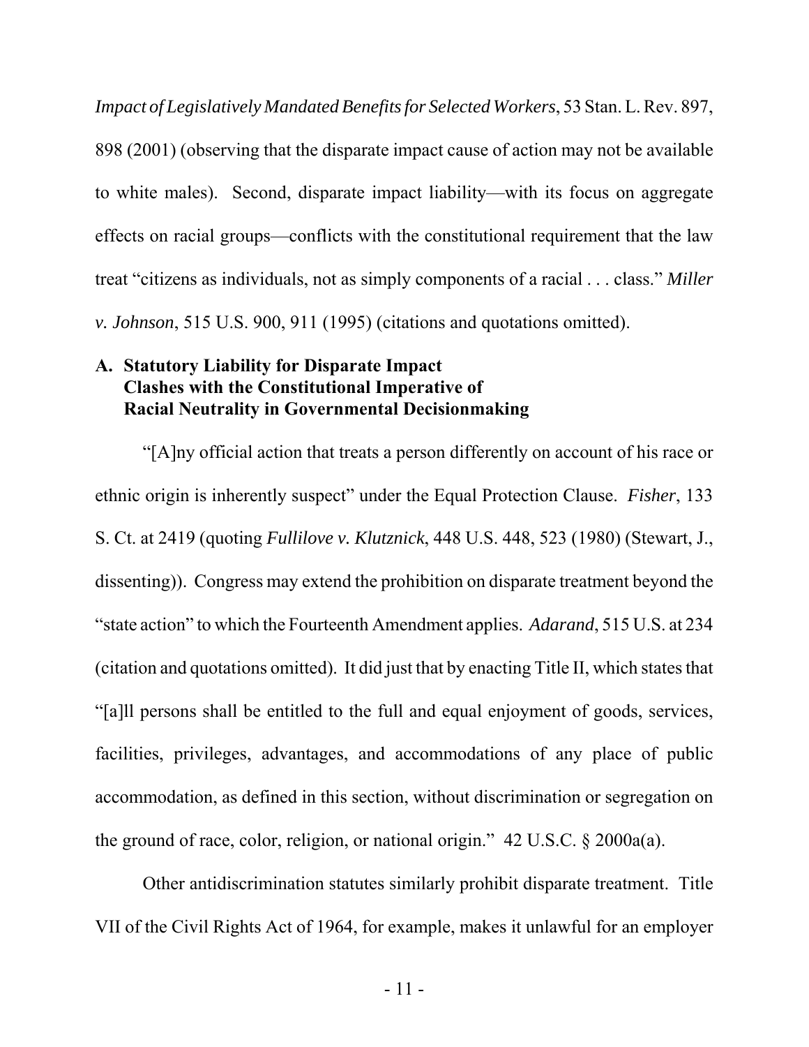*Impact of Legislatively Mandated Benefits for Selected Workers*, 53 Stan. L. Rev. 897, 898 (2001) (observing that the disparate impact cause of action may not be available to white males). Second, disparate impact liability—with its focus on aggregate effects on racial groups—conflicts with the constitutional requirement that the law treat "citizens as individuals, not as simply components of a racial . . . class." *Miller v. Johnson*, 515 U.S. 900, 911 (1995) (citations and quotations omitted).

### A. Statutory Liability for Disparate Impact Clashes with the Constitutional Imperative of Racial Neutrality in Governmental Decisionmaking

"[A]ny official action that treats a person differently on account of his race or ethnic origin is inherently suspect" under the Equal Protection Clause. *Fisher*, 133 S. Ct. at 2419 (quoting *Fullilove v. Klutznick*, 448 U.S. 448, 523 (1980) (Stewart, J., dissenting)). Congress may extend the prohibition on disparate treatment beyond the "state action" to which the Fourteenth Amendment applies. *Adarand*, 515 U.S. at 234 (citation and quotations omitted). It did just that by enacting Title II, which states that "[a]ll persons shall be entitled to the full and equal enjoyment of goods, services, facilities, privileges, advantages, and accommodations of any place of public accommodation, as defined in this section, without discrimination or segregation on the ground of race, color, religion, or national origin." 42 U.S.C. § 2000a(a).

Other antidiscrimination statutes similarly prohibit disparate treatment. Title VII of the Civil Rights Act of 1964, for example, makes it unlawful for an employer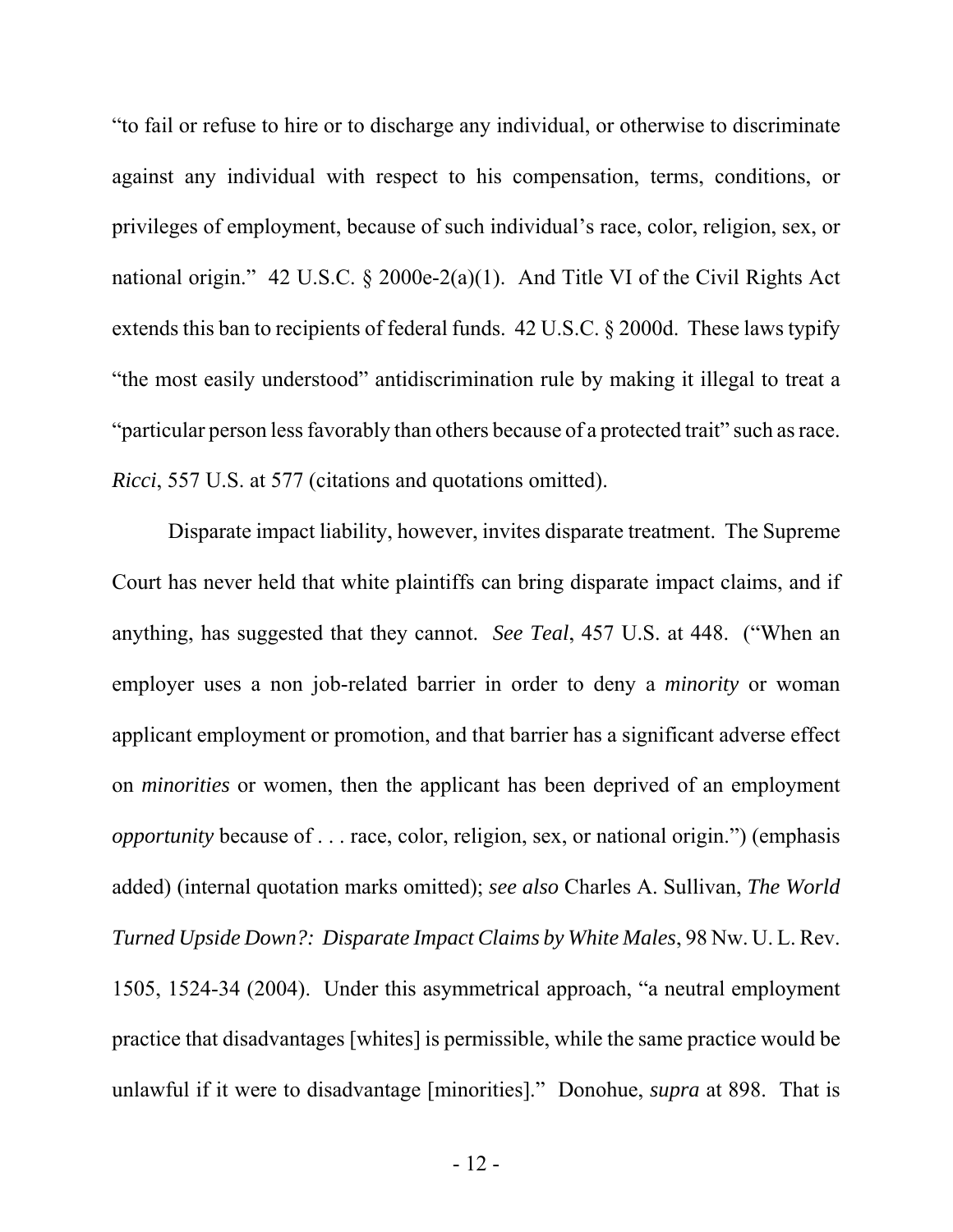"to fail or refuse to hire or to discharge any individual, or otherwise to discriminate against any individual with respect to his compensation, terms, conditions, or privileges of employment, because of such individual's race, color, religion, sex, or national origin." 42 U.S.C. § 2000e-2(a)(1). And Title VI of the Civil Rights Act extends this ban to recipients of federal funds. 42 U.S.C. § 2000d. These laws typify "the most easily understood" antidiscrimination rule by making it illegal to treat a "particular person less favorably than others because of a protected trait" such as race. *Ricci*, 557 U.S. at 577 (citations and quotations omitted).

Disparate impact liability, however, invites disparate treatment. The Supreme Court has never held that white plaintiffs can bring disparate impact claims, and if anything, has suggested that they cannot. *See Teal*, 457 U.S. at 448. ("When an employer uses a non job-related barrier in order to deny a *minority* or woman applicant employment or promotion, and that barrier has a significant adverse effect on *minorities* or women, then the applicant has been deprived of an employment *opportunity* because of . . . race, color, religion, sex, or national origin.") (emphasis added) (internal quotation marks omitted); *see also* Charles A. Sullivan, *The World Turned Upside Down?: Disparate Impact Claims by White Males*, 98 Nw. U. L. Rev. 1505, 1524-34 (2004). Under this asymmetrical approach, "a neutral employment practice that disadvantages [whites] is permissible, while the same practice would be unlawful if it were to disadvantage [minorities]." Donohue, *supra* at 898. That is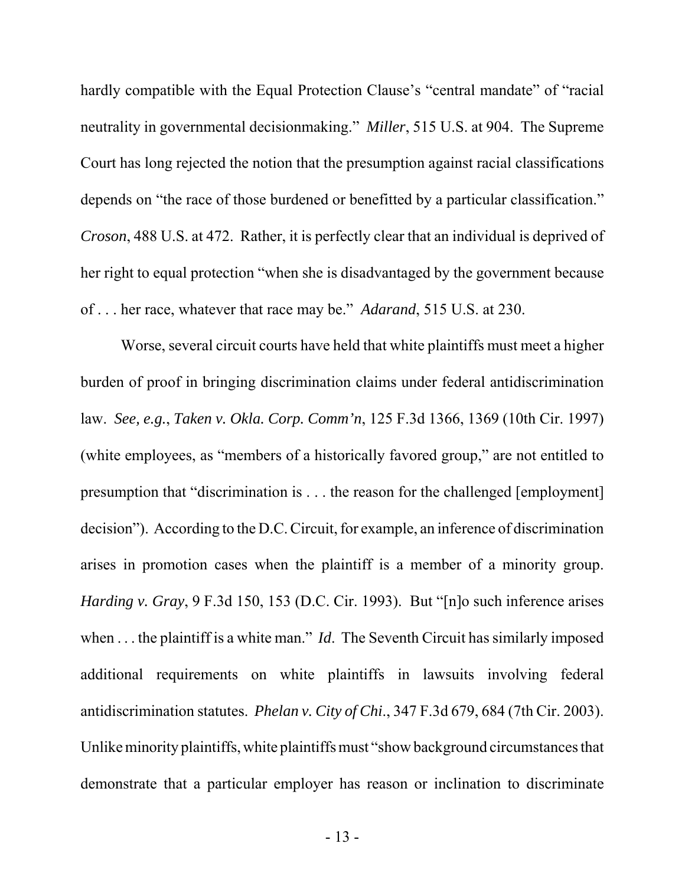hardly compatible with the Equal Protection Clause's "central mandate" of "racial neutrality in governmental decisionmaking." *Miller*, 515 U.S. at 904. The Supreme Court has long rejected the notion that the presumption against racial classifications depends on "the race of those burdened or benefitted by a particular classification." *Croson*, 488 U.S. at 472. Rather, it is perfectly clear that an individual is deprived of her right to equal protection "when she is disadvantaged by the government because of . . . her race, whatever that race may be." *Adarand*, 515 U.S. at 230.

Worse, several circuit courts have held that white plaintiffs must meet a higher burden of proof in bringing discrimination claims under federal antidiscrimination law. *See, e.g.*, *Taken v. Okla. Corp. Comm'n*, 125 F.3d 1366, 1369 (10th Cir. 1997) (white employees, as "members of a historically favored group," are not entitled to presumption that "discrimination is . . . the reason for the challenged [employment] decision"). According to the D.C. Circuit, for example, an inference of discrimination arises in promotion cases when the plaintiff is a member of a minority group. *Harding v. Gray*, 9 F.3d 150, 153 (D.C. Cir. 1993). But "[n]o such inference arises when . . . the plaintiff is a white man." *Id.* The Seventh Circuit has similarly imposed additional requirements on white plaintiffs in lawsuits involving federal antidiscrimination statutes. *Phelan v. City of Chi.*, 347 F.3d 679, 684 (7th Cir. 2003). Unlike minority plaintiffs, white plaintiffs must "show background circumstances that demonstrate that a particular employer has reason or inclination to discriminate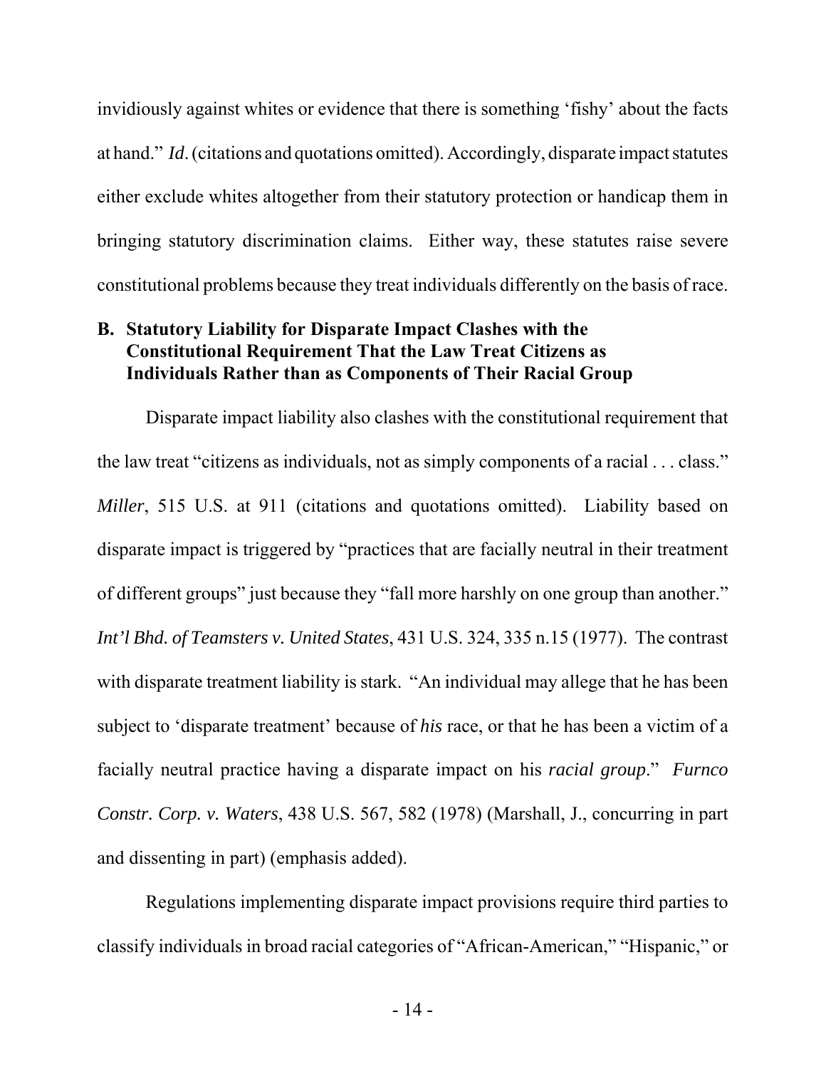invidiously against whites or evidence that there is something 'fishy' about the facts at hand." *Id*. (citations and quotations omitted). Accordingly, disparate impact statutes either exclude whites altogether from their statutory protection or handicap them in bringing statutory discrimination claims. Either way, these statutes raise severe constitutional problems because they treat individuals differently on the basis of race.

### B. Statutory Liability for Disparate Impact Clashes with the Constitutional Requirement That the Law Treat Citizens as Individuals Rather than as Components of Their Racial Group

Disparate impact liability also clashes with the constitutional requirement that the law treat "citizens as individuals, not as simply components of a racial . . . class." *Miller*, 515 U.S. at 911 (citations and quotations omitted). Liability based on disparate impact is triggered by "practices that are facially neutral in their treatment of different groups" just because they "fall more harshly on one group than another." *Int'l Bhd. of Teamsters v. United States*, 431 U.S. 324, 335 n.15 (1977). The contrast with disparate treatment liability is stark. "An individual may allege that he has been subject to 'disparate treatment' because of *his* race, or that he has been a victim of a facially neutral practice having a disparate impact on his *racial group*." *Furnco Constr. Corp. v. Waters*, 438 U.S. 567, 582 (1978) (Marshall, J., concurring in part and dissenting in part) (emphasis added).

Regulations implementing disparate impact provisions require third parties to classify individuals in broad racial categories of "African-American," "Hispanic," or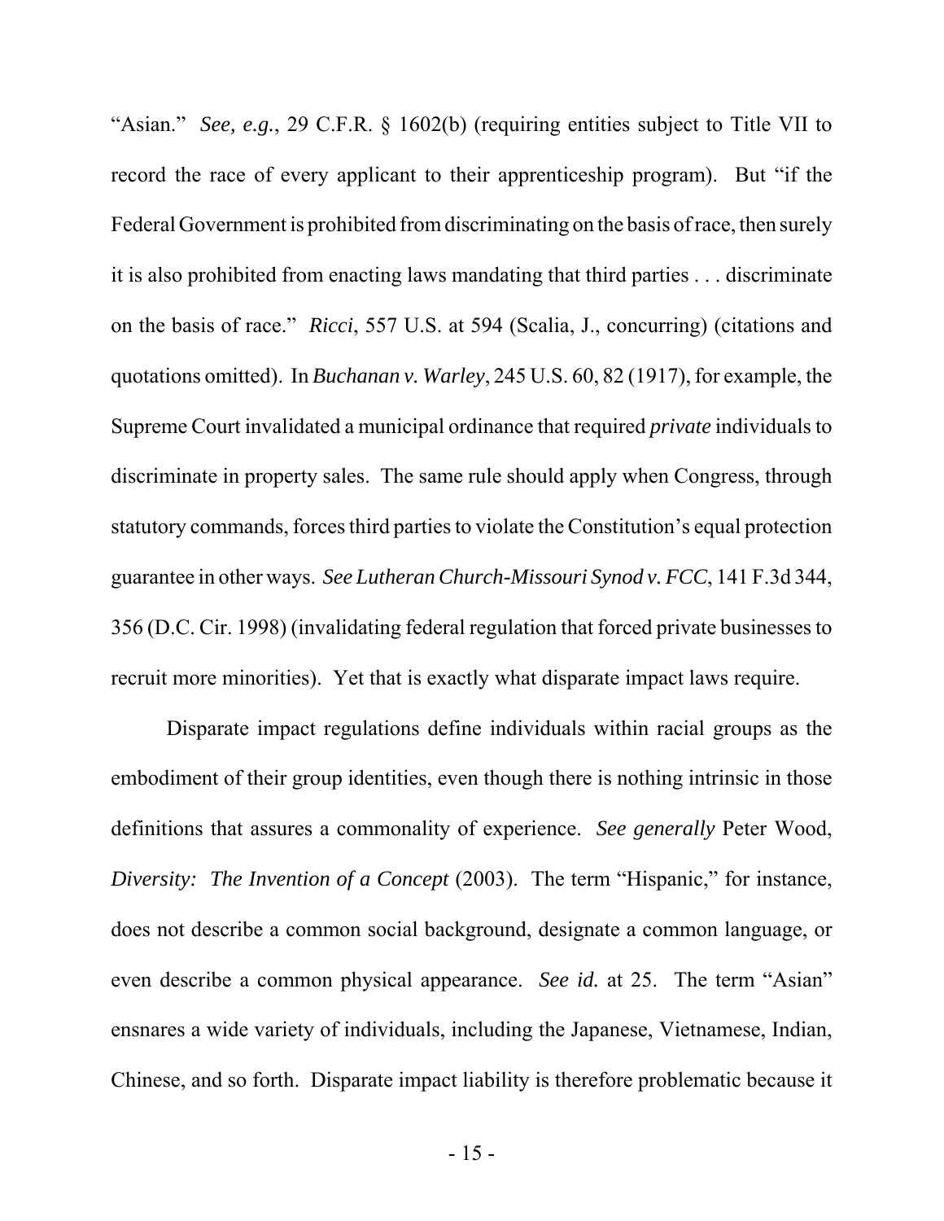"Asian." *See, e.g.*, 29 C.F.R. § 1602(b) (requiring entities subject to Title VII to record the race of every applicant to their apprenticeship program). But "if the Federal Government is prohibited from discriminating on the basis of race, then surely it is also prohibited from enacting laws mandating that third parties . . . discriminate on the basis of race." *Ricci*, 557 U.S. at 594 (Scalia, J., concurring) (citations and quotations omitted). In *Buchanan v. Warley*, 245 U.S. 60, 82 (1917), for example, the Supreme Court invalidated a municipal ordinance that required *private* individuals to discriminate in property sales. The same rule should apply when Congress, through statutory commands, forces third parties to violate the Constitution's equal protection guarantee in other ways. *See Lutheran Church-Missouri Synod v. FCC*, 141 F.3d 344, 356 (D.C. Cir. 1998) (invalidating federal regulation that forced private businesses to recruit more minorities). Yet that is exactly what disparate impact laws require.

Disparate impact regulations define individuals within racial groups as the embodiment of their group identities, even though there is nothing intrinsic in those definitions that assures a commonality of experience. *See generally* Peter Wood, *Diversity: The Invention of a Concept* (2003). The term "Hispanic," for instance, does not describe a common social background, designate a common language, or even describe a common physical appearance. *See id.* at 25. The term "Asian" ensnares a wide variety of individuals, including the Japanese, Vietnamese, Indian, Chinese, and so forth. Disparate impact liability is therefore problematic because it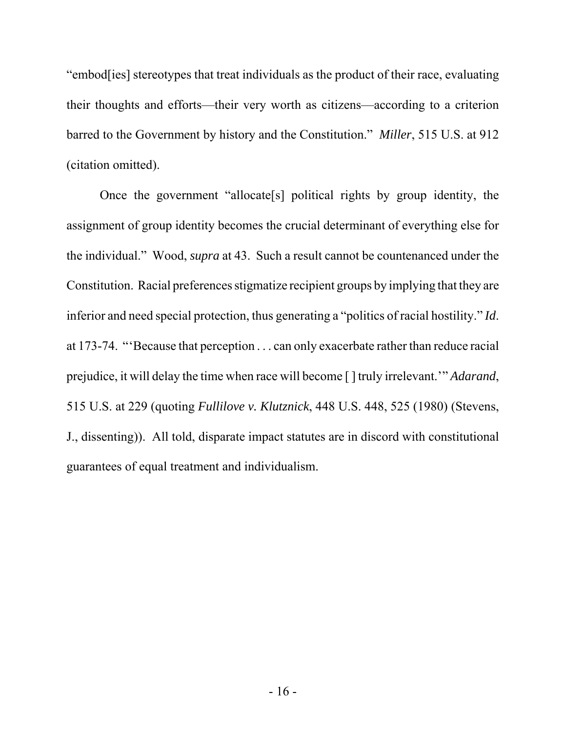"embod[ies] stereotypes that treat individuals as the product of their race, evaluating their thoughts and efforts—their very worth as citizens—according to a criterion barred to the Government by history and the Constitution." *Miller*, 515 U.S. at 912 (citation omitted).

Once the government "allocate[s] political rights by group identity, the assignment of group identity becomes the crucial determinant of everything else for the individual." Wood, *supra* at 43. Such a result cannot be countenanced under the Constitution. Racial preferences stigmatize recipient groups by implying that they are inferior and need special protection, thus generating a "politics of racial hostility." *Id.* at 173-74. "'Because that perception . . . can only exacerbate rather than reduce racial prejudice, it will delay the time when race will become [ ] truly irrelevant.'" *Adarand*, 515 U.S. at 229 (quoting *Fullilove v. Klutznick*, 448 U.S. 448, 525 (1980) (Stevens, J., dissenting)). All told, disparate impact statutes are in discord with constitutional guarantees of equal treatment and individualism.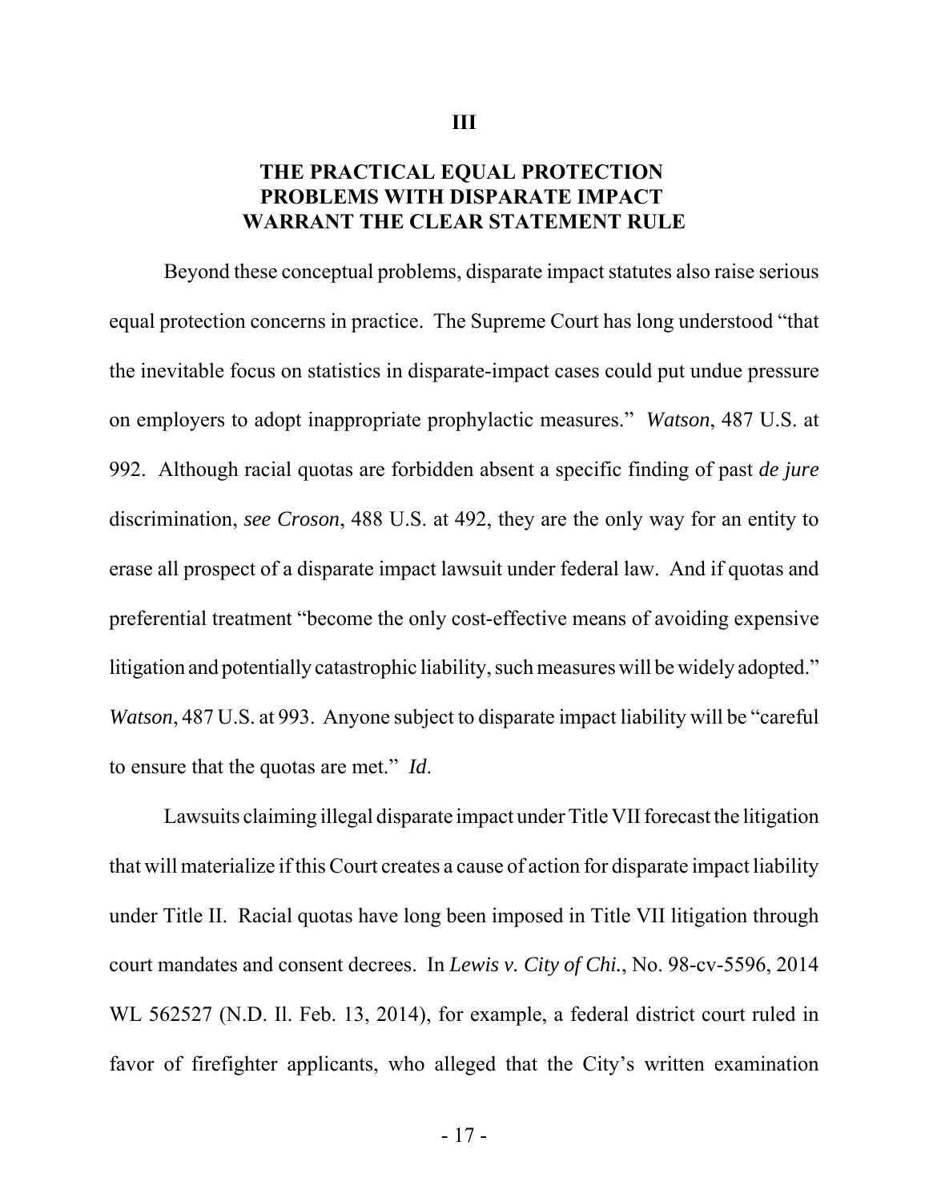## III

## THE PRACTICAL EQUAL PROTECTION PROBLEMS WITH DISPARATE IMPACT WARRANT THE CLEAR STATEMENT RULE

Beyond these conceptual problems, disparate impact statutes also raise serious equal protection concerns in practice. The Supreme Court has long understood "that the inevitable focus on statistics in disparate-impact cases could put undue pressure on employers to adopt inappropriate prophylactic measures." *Watson*, 487 U.S. at 992. Although racial quotas are forbidden absent a specific finding of past *de jure* discrimination, *see Croson*, 488 U.S. at 492, they are the only way for an entity to erase all prospect of a disparate impact lawsuit under federal law. And if quotas and preferential treatment "become the only cost-effective means of avoiding expensive litigation and potentially catastrophic liability, such measures will be widely adopted." *Watson*, 487 U.S. at 993. Anyone subject to disparate impact liability will be "careful to ensure that the quotas are met." *Id*.

Lawsuits claiming illegal disparate impact under Title VII forecast the litigation that will materialize if this Court creates a cause of action for disparate impact liability under Title II. Racial quotas have long been imposed in Title VII litigation through court mandates and consent decrees. In *Lewis v. City of Chi.*, No. 98-cv-5596, 2014 WL 562527 (N.D. Il. Feb. 13, 2014), for example, a federal district court ruled in favor of firefighter applicants, who alleged that the City's written examination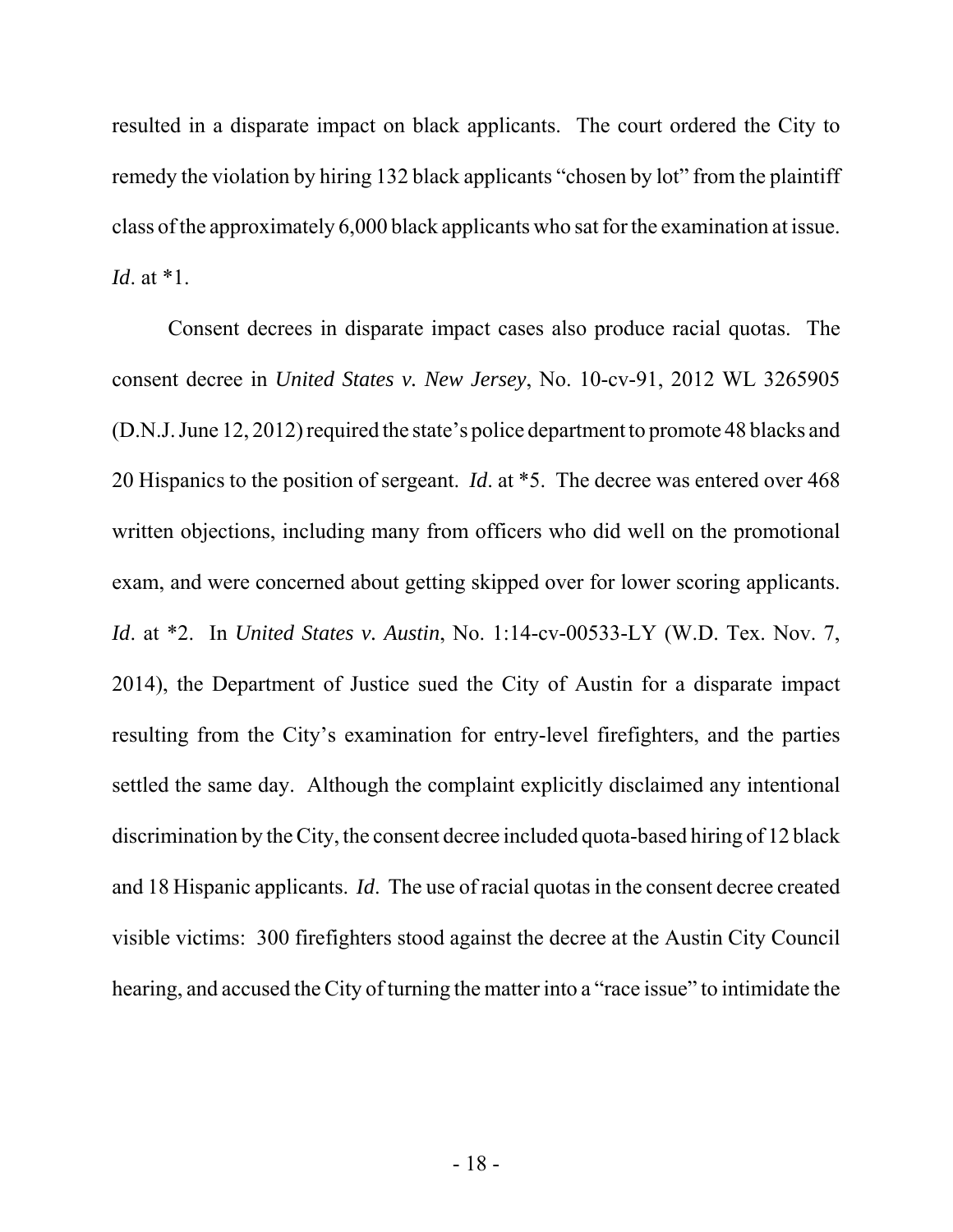resulted in a disparate impact on black applicants. The court ordered the City to remedy the violation by hiring 132 black applicants "chosen by lot" from the plaintiff class of the approximately 6,000 black applicants who sat for the examination at issue. *Id*. at *1.

Consent decrees in disparate impact cases also produce racial quotas. The consent decree in *United States v. New Jersey*, No. 10-cv-91, 2012 WL 3265905 (D.N.J. June 12, 2012) required the state's police department to promote 48 blacks and 20 Hispanics to the position of sergeant. *Id*. at *5. The decree was entered over 468 written objections, including many from officers who did well on the promotional exam, and were concerned about getting skipped over for lower scoring applicants. *Id*. at *2. In *United States v. Austin*, No. 1:14-cv-00533-LY (W.D. Tex. Nov. 7, 2014), the Department of Justice sued the City of Austin for a disparate impact resulting from the City's examination for entry-level firefighters, and the parties settled the same day. Although the complaint explicitly disclaimed any intentional discrimination by the City, the consent decree included quota-based hiring of 12 black and 18 Hispanic applicants. *Id*. The use of racial quotas in the consent decree created visible victims: 300 firefighters stood against the decree at the Austin City Council hearing, and accused the City of turning the matter into a "race issue" to intimidate the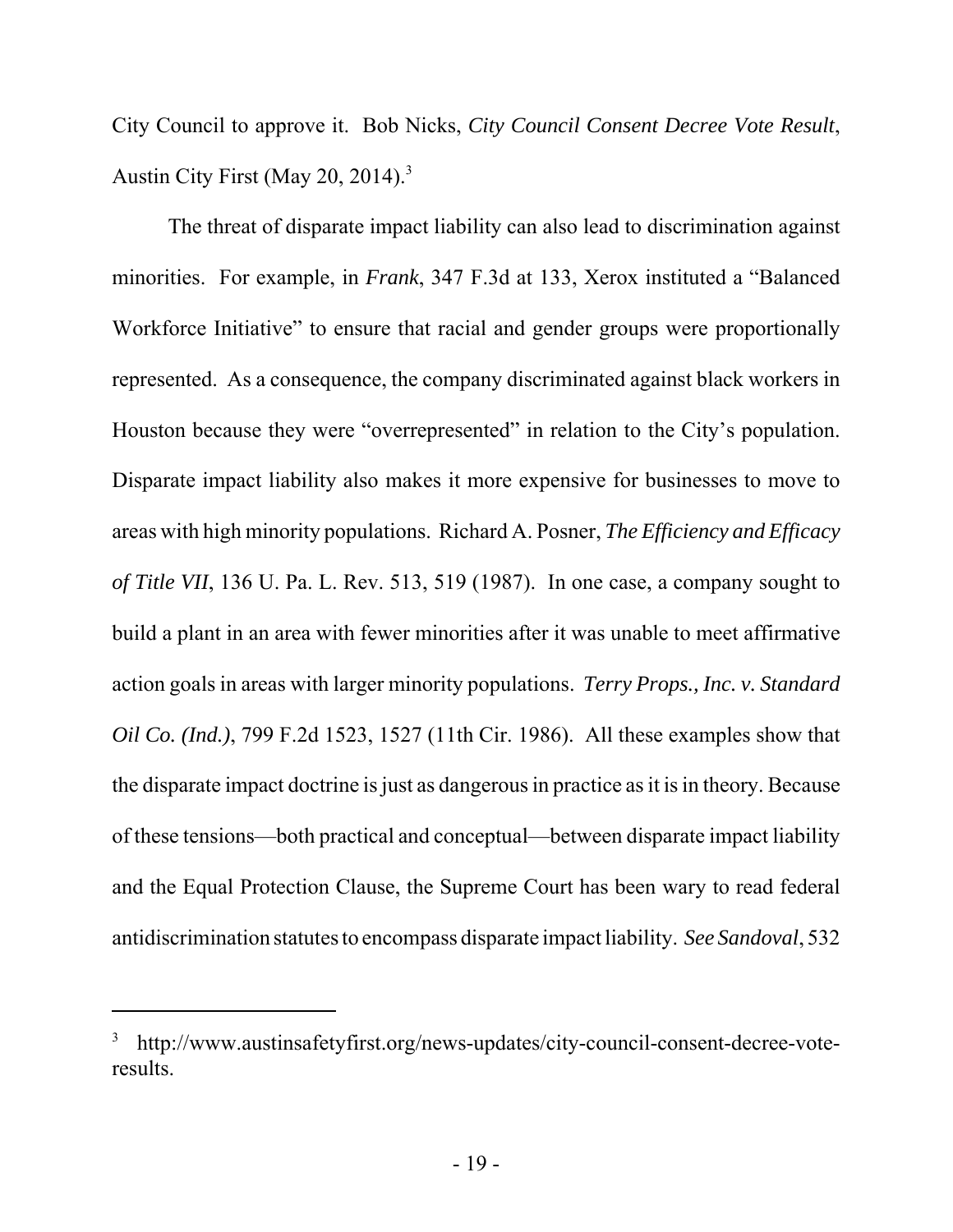City Council to approve it. Bob Nicks, *City Council Consent Decree Vote Result*, Austin City First (May 20, 2014).[3]

The threat of disparate impact liability can also lead to discrimination against minorities. For example, in *Frank*, 347 F.3d at 133, Xerox instituted a "Balanced Workforce Initiative" to ensure that racial and gender groups were proportionally represented. As a consequence, the company discriminated against black workers in Houston because they were "overrepresented" in relation to the City's population. Disparate impact liability also makes it more expensive for businesses to move to areas with high minority populations. Richard A. Posner, *The Efficiency and Efficacy of Title VII*, 136 U. Pa. L. Rev. 513, 519 (1987). In one case, a company sought to build a plant in an area with fewer minorities after it was unable to meet affirmative action goals in areas with larger minority populations. *Terry Props., Inc. v. Standard Oil Co. (Ind.)*, 799 F.2d 1523, 1527 (11th Cir. 1986). All these examples show that the disparate impact doctrine is just as dangerous in practice as it is in theory. Because of these tensions—both practical and conceptual—between disparate impact liability and the Equal Protection Clause, the Supreme Court has been wary to read federal antidiscrimination statutes to encompass disparate impact liability. *See Sandoval*, 532

---

[3] http://www.austinsafetyfirst.org/news-updates/city-council-consent-decree-vote-results.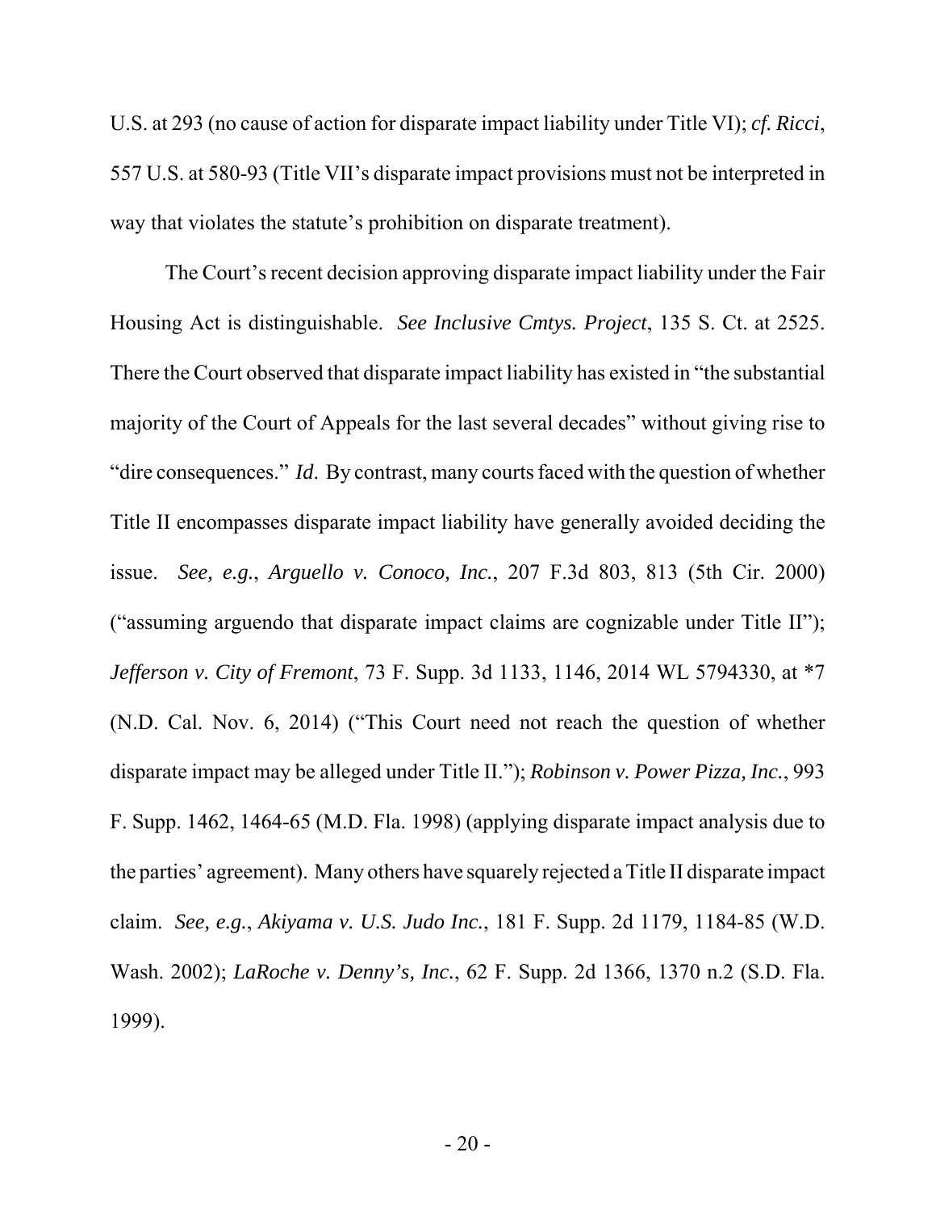U.S. at 293 (no cause of action for disparate impact liability under Title VI); *cf. Ricci*, 557 U.S. at 580-93 (Title VII's disparate impact provisions must not be interpreted in way that violates the statute's prohibition on disparate treatment).

The Court's recent decision approving disparate impact liability under the Fair Housing Act is distinguishable. *See Inclusive Cmtys. Project*, 135 S. Ct. at 2525. There the Court observed that disparate impact liability has existed in "the substantial majority of the Court of Appeals for the last several decades" without giving rise to "dire consequences." *Id.* By contrast, many courts faced with the question of whether Title II encompasses disparate impact liability have generally avoided deciding the issue. *See, e.g.*, *Arguello v. Conoco, Inc.*, 207 F.3d 803, 813 (5th Cir. 2000) ("assuming arguendo that disparate impact claims are cognizable under Title II"); *Jefferson v. City of Fremont*, 73 F. Supp. 3d 1133, 1146, 2014 WL 5794330, at *7 (N.D. Cal. Nov. 6, 2014) ("This Court need not reach the question of whether disparate impact may be alleged under Title II."); *Robinson v. Power Pizza, Inc.*, 993 F. Supp. 1462, 1464-65 (M.D. Fla. 1998) (applying disparate impact analysis due to the parties' agreement). Many others have squarely rejected a Title II disparate impact claim. *See, e.g.*, *Akiyama v. U.S. Judo Inc.*, 181 F. Supp. 2d 1179, 1184-85 (W.D. Wash. 2002); *LaRoche v. Denny's, Inc.*, 62 F. Supp. 2d 1366, 1370 n.2 (S.D. Fla. 1999).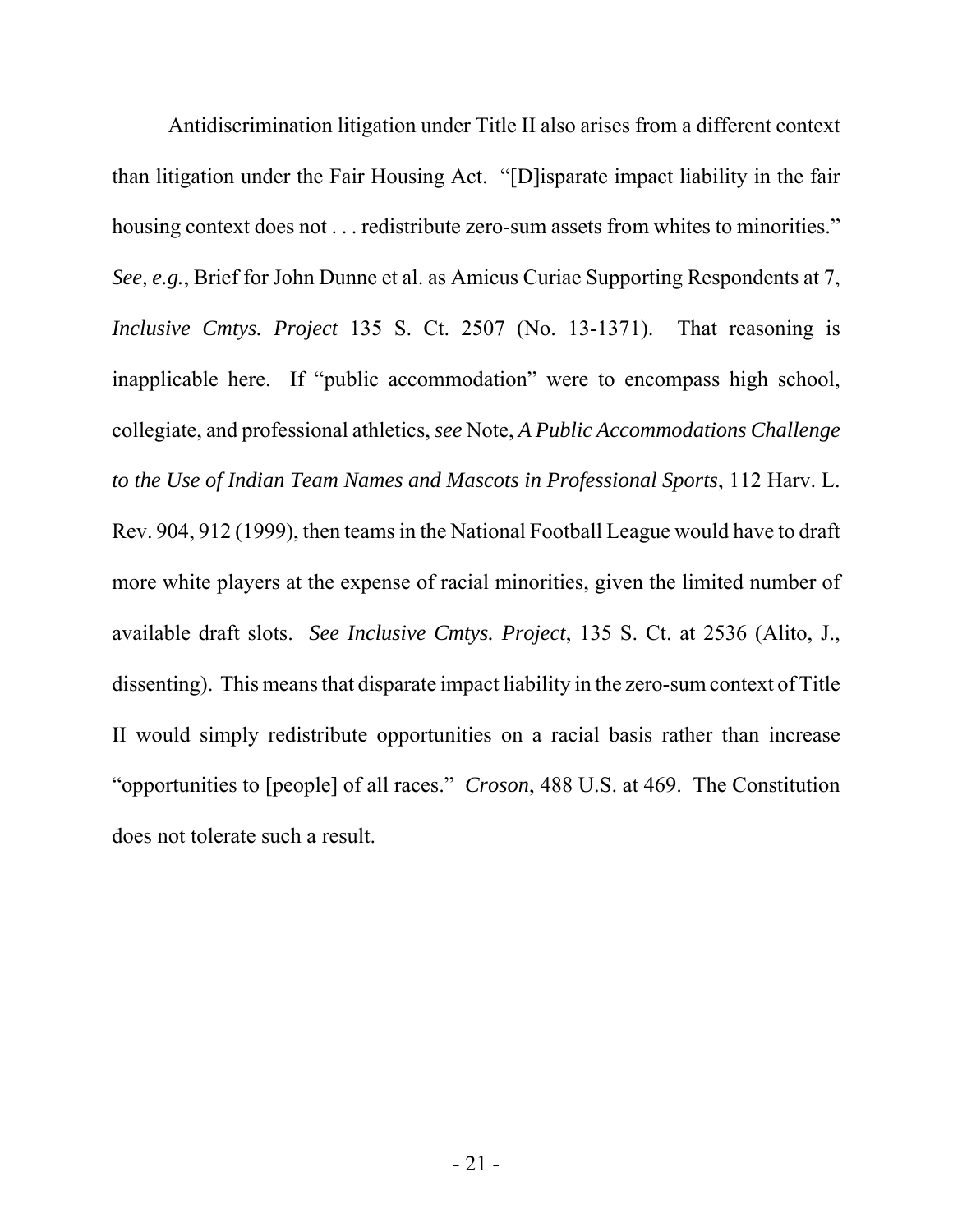Antidiscrimination litigation under Title II also arises from a different context than litigation under the Fair Housing Act. "[D]isparate impact liability in the fair housing context does not . . . redistribute zero-sum assets from whites to minorities." *See, e.g.*, Brief for John Dunne et al. as Amicus Curiae Supporting Respondents at 7, *Inclusive Cmtys. Project* 135 S. Ct. 2507 (No. 13-1371). That reasoning is inapplicable here. If "public accommodation" were to encompass high school, collegiate, and professional athletics, *see* Note, *A Public Accommodations Challenge to the Use of Indian Team Names and Mascots in Professional Sports*, 112 Harv. L. Rev. 904, 912 (1999), then teams in the National Football League would have to draft more white players at the expense of racial minorities, given the limited number of available draft slots. *See Inclusive Cmtys. Project*, 135 S. Ct. at 2536 (Alito, J., dissenting). This means that disparate impact liability in the zero-sum context of Title II would simply redistribute opportunities on a racial basis rather than increase "opportunities to [people] of all races." *Croson*, 488 U.S. at 469. The Constitution does not tolerate such a result.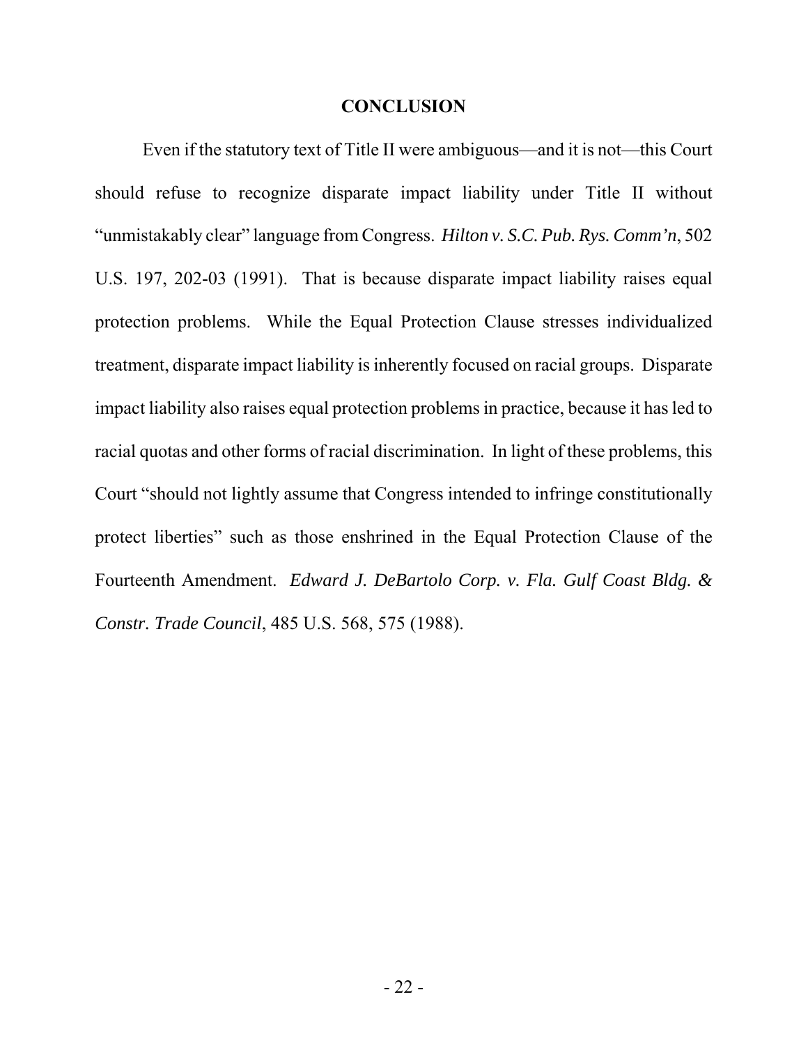## CONCLUSION

Even if the statutory text of Title II were ambiguous—and it is not—this Court should refuse to recognize disparate impact liability under Title II without "unmistakably clear" language from Congress. *Hilton v. S.C. Pub. Rys. Comm'n*, 502 U.S. 197, 202-03 (1991). That is because disparate impact liability raises equal protection problems. While the Equal Protection Clause stresses individualized treatment, disparate impact liability is inherently focused on racial groups. Disparate impact liability also raises equal protection problems in practice, because it has led to racial quotas and other forms of racial discrimination. In light of these problems, this Court "should not lightly assume that Congress intended to infringe constitutionally protect liberties" such as those enshrined in the Equal Protection Clause of the Fourteenth Amendment. *Edward J. DeBartolo Corp. v. Fla. Gulf Coast Bldg. & Constr. Trade Council*, 485 U.S. 568, 575 (1988).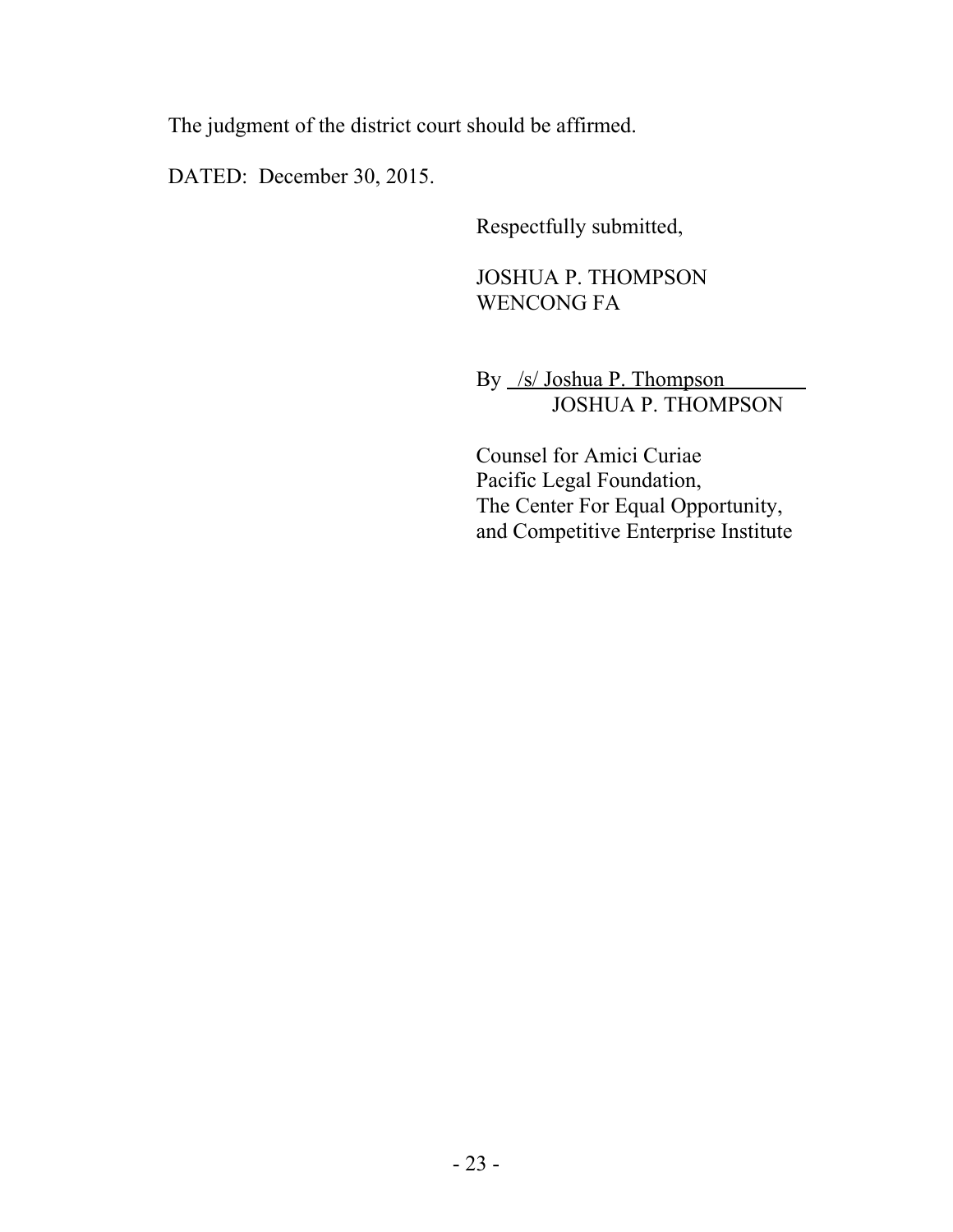The judgment of the district court should be affirmed.

DATED: December 30, 2015.

Respectfully submitted,

JOSHUA P. THOMPSON
WENCONG FA

By /s/ Joshua P. Thompson
JOSHUA P. THOMPSON

Counsel for Amici Curiae
Pacific Legal Foundation,
The Center For Equal Opportunity,
and Competitive Enterprise Institute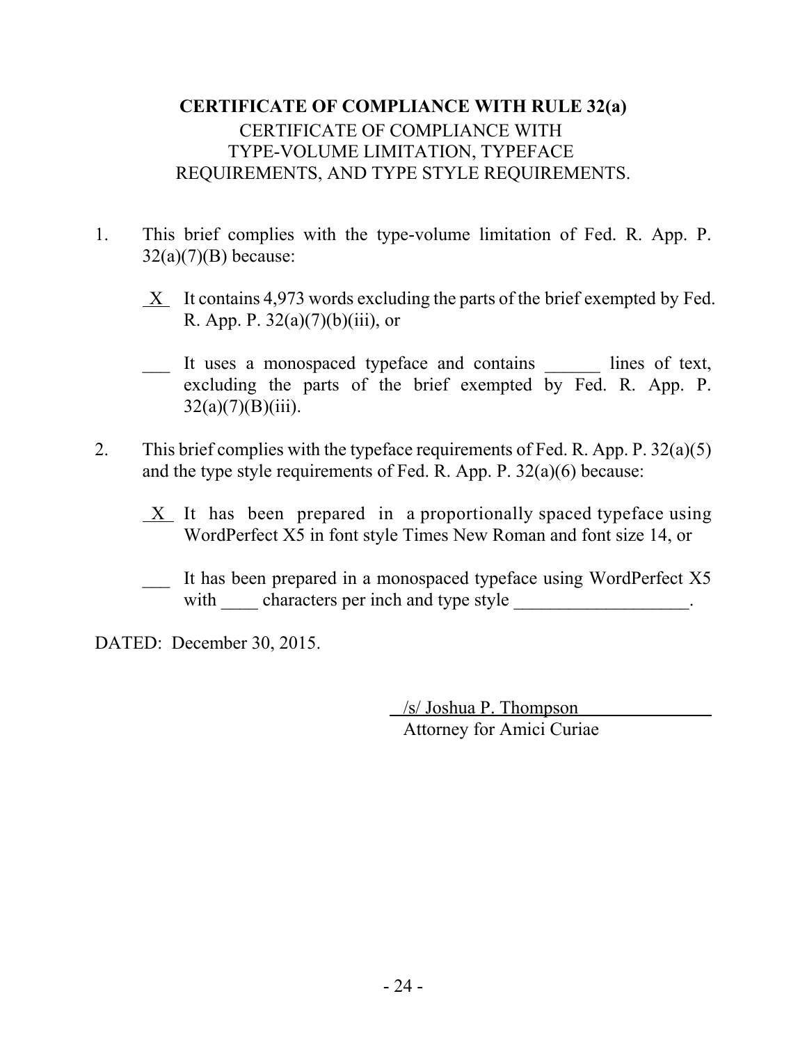**CERTIFICATE OF COMPLIANCE WITH RULE 32(a)**

CERTIFICATE OF COMPLIANCE WITH TYPE-VOLUME LIMITATION, TYPEFACE REQUIREMENTS, AND TYPE STYLE REQUIREMENTS.

1. This brief complies with the type-volume limitation of Fed. R. App. P. 32(a)(7)(B) because:

   \_X\_ It contains 4,973 words excluding the parts of the brief exempted by Fed. R. App. P. 32(a)(7)(b)(iii), or

   \_\_\_ It uses a monospaced typeface and contains \_\_\_\_\_\_ lines of text, excluding the parts of the brief exempted by Fed. R. App. P. 32(a)(7)(B)(iii).

2. This brief complies with the typeface requirements of Fed. R. App. P. 32(a)(5) and the type style requirements of Fed. R. App. P. 32(a)(6) because:

   \_X\_ It has been prepared in a proportionally spaced typeface using WordPerfect X5 in font style Times New Roman and font size 14, or

   \_\_\_ It has been prepared in a monospaced typeface using WordPerfect X5 with \_\_\_\_ characters per inch and type style \_\_\_\_\_\_\_\_\_\_\_\_\_\_\_\_\_\_\_.

DATED: December 30, 2015.

/s/ Joshua P. Thompson
Attorney for Amici Curiae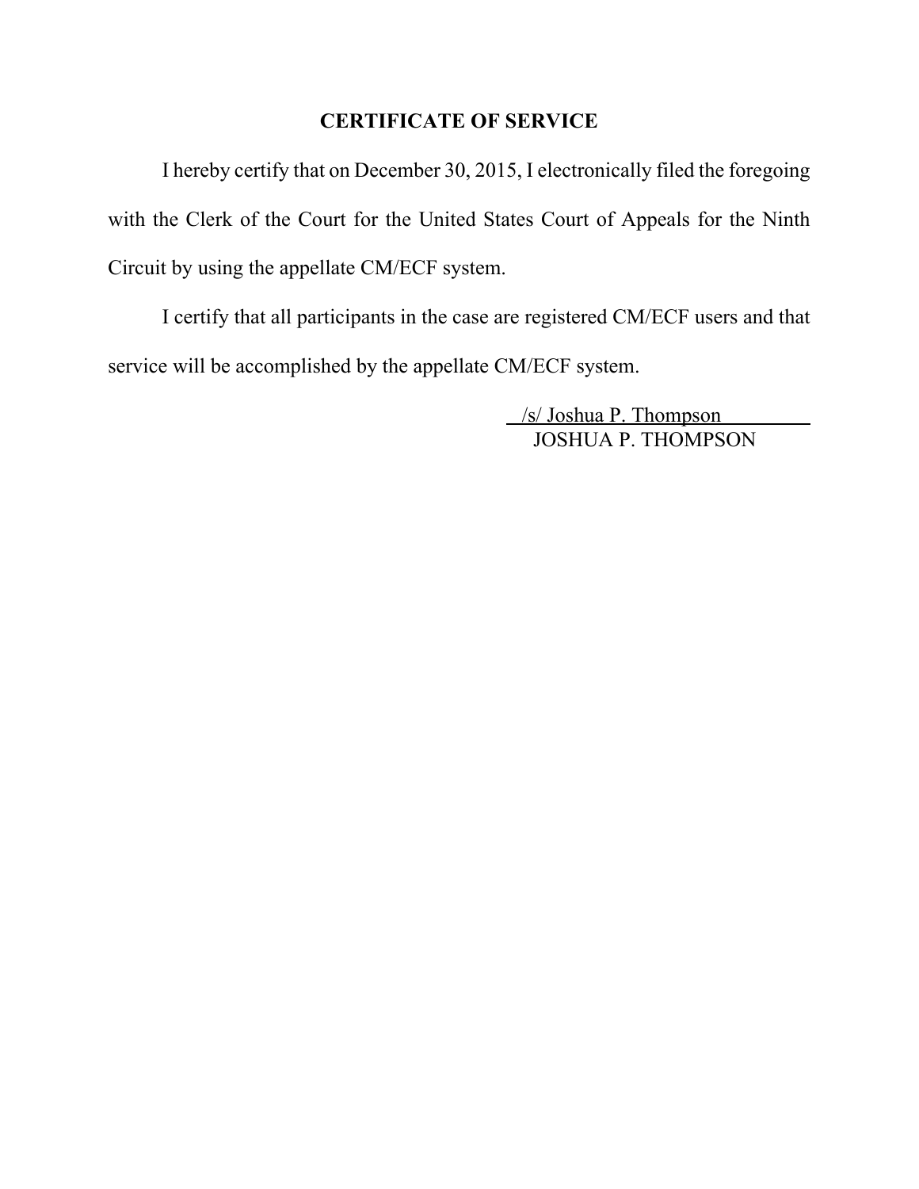## CERTIFICATE OF SERVICE

I hereby certify that on December 30, 2015, I electronically filed the foregoing with the Clerk of the Court for the United States Court of Appeals for the Ninth Circuit by using the appellate CM/ECF system.

I certify that all participants in the case are registered CM/ECF users and that service will be accomplished by the appellate CM/ECF system.

/s/ Joshua P. Thompson
JOSHUA P. THOMPSON